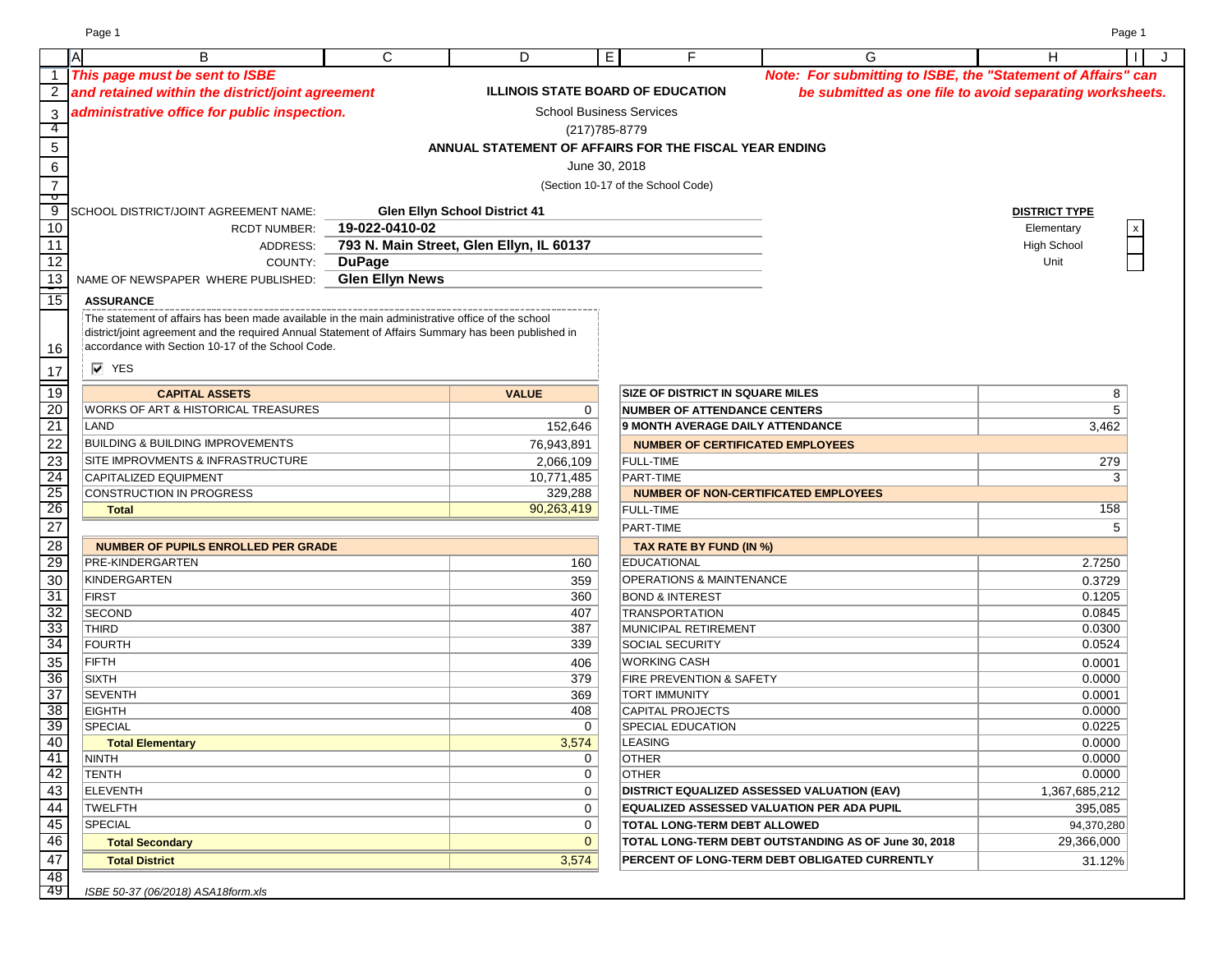*This page must be sent to ISBE and retained within the district/joint agreement administrative office for public inspection.*

*Note: For submitting to ISBE, the "Statement of Affairs" can be submitted as one file to avoid separating worksheets.*

**ILLINOIS STATE BOARD OF EDUCATION**

School Business Services

(217)785-8779

**ANNUAL STATEMENT OF AFFAIRS FOR THE FISCAL YEAR ENDING**

June 30, 2018

(Section 10-17 of the School Code)

SCHOOL DISTRICT/JOINT AGREEMENT NAME: **Glen Ellyn School District 41**

RCDT NUMBER: **19-022-0410-02**

ADDRESS: **793 N. Main Street, Glen Ellyn, IL 60137**

COUNTY: **DuPage**

NAME OF NEWSPAPER WHERE PUBLISHED: **Glen Ellyn News**

**DISTRICT TYPE**

| | |
|---|---|
| Elementary | x |
| High School | |
| Unit | |

**ASSURANCE**

The statement of affairs has been made available in the main administrative office of the school district/joint agreement and the required Annual Statement of Affairs Summary has been published in accordance with Section 10-17 of the School Code.

☑ YES

| CAPITAL ASSETS | VALUE |
|---|---|
| WORKS OF ART & HISTORICAL TREASURES | 0 |
| LAND | 152,646 |
| BUILDING & BUILDING IMPROVEMENTS | 76,943,891 |
| SITE IMPROVMENTS & INFRASTRUCTURE | 2,066,109 |
| CAPITALIZED EQUIPMENT | 10,771,485 |
| CONSTRUCTION IN PROGRESS | 329,288 |
| **Total** | 90,263,419 |

| NUMBER OF PUPILS ENROLLED PER GRADE | |
|---|---|
| PRE-KINDERGARTEN | 160 |
| KINDERGARTEN | 359 |
| FIRST | 360 |
| SECOND | 407 |
| THIRD | 387 |
| FOURTH | 339 |
| FIFTH | 406 |
| SIXTH | 379 |
| SEVENTH | 369 |
| EIGHTH | 408 |
| SPECIAL | 0 |
| **Total Elementary** | 3,574 |
| NINTH | 0 |
| TENTH | 0 |
| ELEVENTH | 0 |
| TWELFTH | 0 |
| SPECIAL | 0 |
| **Total Secondary** | 0 |
| **Total District** | 3,574 |

| | |
|---|---|
| **SIZE OF DISTRICT IN SQUARE MILES** | 8 |
| **NUMBER OF ATTENDANCE CENTERS** | 5 |
| **9 MONTH AVERAGE DAILY ATTENDANCE** | 3,462 |
| **NUMBER OF CERTIFICATED EMPLOYEES** | |
| FULL-TIME | 279 |
| PART-TIME | 3 |
| **NUMBER OF NON-CERTIFICATED EMPLOYEES** | |
| FULL-TIME | 158 |
| PART-TIME | 5 |
| **TAX RATE BY FUND (IN %)** | |
| EDUCATIONAL | 2.7250 |
| OPERATIONS & MAINTENANCE | 0.3729 |
| BOND & INTEREST | 0.1205 |
| TRANSPORTATION | 0.0845 |
| MUNICIPAL RETIREMENT | 0.0300 |
| SOCIAL SECURITY | 0.0524 |
| WORKING CASH | 0.0001 |
| FIRE PREVENTION & SAFETY | 0.0000 |
| TORT IMMUNITY | 0.0001 |
| CAPITAL PROJECTS | 0.0000 |
| SPECIAL EDUCATION | 0.0225 |
| LEASING | 0.0000 |
| OTHER | 0.0000 |
| OTHER | 0.0000 |
| **DISTRICT EQUALIZED ASSESSED VALUATION (EAV)** | 1,367,685,212 |
| **EQUALIZED ASSESSED VALUATION PER ADA PUPIL** | 395,085 |
| **TOTAL LONG-TERM DEBT ALLOWED** | 94,370,280 |
| **TOTAL LONG-TERM DEBT OUTSTANDING AS OF June 30, 2018** | 29,366,000 |
| **PERCENT OF LONG-TERM DEBT OBLIGATED CURRENTLY** | 31.12% |

*ISBE 50-37 (06/2018) ASA18form.xls*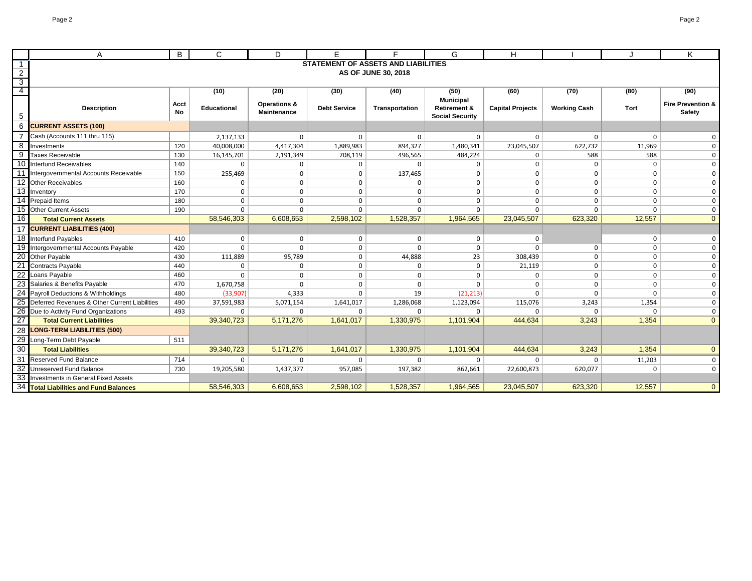# STATEMENT OF ASSETS AND LIABILITIES

## AS OF JUNE 30, 2018

| Description | Acct No | (10) Educational | (20) Operations & Maintenance | (30) Debt Service | (40) Transportation | (50) Municipal Retirement & Social Security | (60) Capital Projects | (70) Working Cash | (80) Tort | (90) Fire Prevention & Safety |
|---|---|---|---|---|---|---|---|---|---|---|
| **CURRENT ASSETS (100)** | | | | | | | | | | |
| Cash (Accounts 111 thru 115) | | 2,137,133 | 0 | 0 | 0 | 0 | 0 | 0 | 0 | 0 |
| Investments | 120 | 40,008,000 | 4,417,304 | 1,889,983 | 894,327 | 1,480,341 | 23,045,507 | 622,732 | 11,969 | 0 |
| Taxes Receivable | 130 | 16,145,701 | 2,191,349 | 708,119 | 496,565 | 484,224 | 0 | 588 | 588 | 0 |
| Interfund Receivables | 140 | 0 | 0 | 0 | 0 | 0 | 0 | 0 | 0 | 0 |
| Intergovernmental Accounts Receivable | 150 | 255,469 | 0 | 0 | 137,465 | 0 | 0 | 0 | 0 | 0 |
| Other Receivables | 160 | 0 | 0 | 0 | 0 | 0 | 0 | 0 | 0 | 0 |
| Inventory | 170 | 0 | 0 | 0 | 0 | 0 | 0 | 0 | 0 | 0 |
| Prepaid Items | 180 | 0 | 0 | 0 | 0 | 0 | 0 | 0 | 0 | 0 |
| Other Current Assets | 190 | 0 | 0 | 0 | 0 | 0 | 0 | 0 | 0 | 0 |
| **Total Current Assets** | | 58,546,303 | 6,608,653 | 2,598,102 | 1,528,357 | 1,964,565 | 23,045,507 | 623,320 | 12,557 | 0 |
| **CURRENT LIABILITIES (400)** | | | | | | | | | | |
| Interfund Payables | 410 | 0 | 0 | 0 | 0 | 0 | 0 | | 0 | 0 |
| Intergovernmental Accounts Payable | 420 | 0 | 0 | 0 | 0 | 0 | 0 | 0 | 0 | 0 |
| Other Payable | 430 | 111,889 | 95,789 | 0 | 44,888 | 23 | 308,439 | 0 | 0 | 0 |
| Contracts Payable | 440 | 0 | 0 | 0 | 0 | 0 | 21,119 | 0 | 0 | 0 |
| Loans Payable | 460 | 0 | 0 | 0 | 0 | 0 | 0 | 0 | 0 | 0 |
| Salaries & Benefits Payable | 470 | 1,670,758 | 0 | 0 | 0 | 0 | 0 | 0 | 0 | 0 |
| Payroll Deductions & Withholdings | 480 | (33,907) | 4,333 | 0 | 19 | (21,213) | 0 | 0 | 0 | 0 |
| Deferred Revenues & Other Current Liabilities | 490 | 37,591,983 | 5,071,154 | 1,641,017 | 1,286,068 | 1,123,094 | 115,076 | 3,243 | 1,354 | 0 |
| Due to Activity Fund Organizations | 493 | 0 | 0 | 0 | 0 | 0 | 0 | 0 | 0 | 0 |
| **Total Current Liabilities** | | 39,340,723 | 5,171,276 | 1,641,017 | 1,330,975 | 1,101,904 | 444,634 | 3,243 | 1,354 | 0 |
| **LONG-TERM LIABILITIES (500)** | | | | | | | | | | |
| Long-Term Debt Payable | 511 | | | | | | | | | |
| **Total Liabilities** | | 39,340,723 | 5,171,276 | 1,641,017 | 1,330,975 | 1,101,904 | 444,634 | 3,243 | 1,354 | 0 |
| Reserved Fund Balance | 714 | 0 | 0 | 0 | 0 | 0 | 0 | 0 | 11,203 | 0 |
| Unreserved Fund Balance | 730 | 19,205,580 | 1,437,377 | 957,085 | 197,382 | 862,661 | 22,600,873 | 620,077 | 0 | 0 |
| Investments in General Fixed Assets | | | | | | | | | | |
| **Total Liabilities and Fund Balances** | | 58,546,303 | 6,608,653 | 2,598,102 | 1,528,357 | 1,964,565 | 23,045,507 | 623,320 | 12,557 | 0 |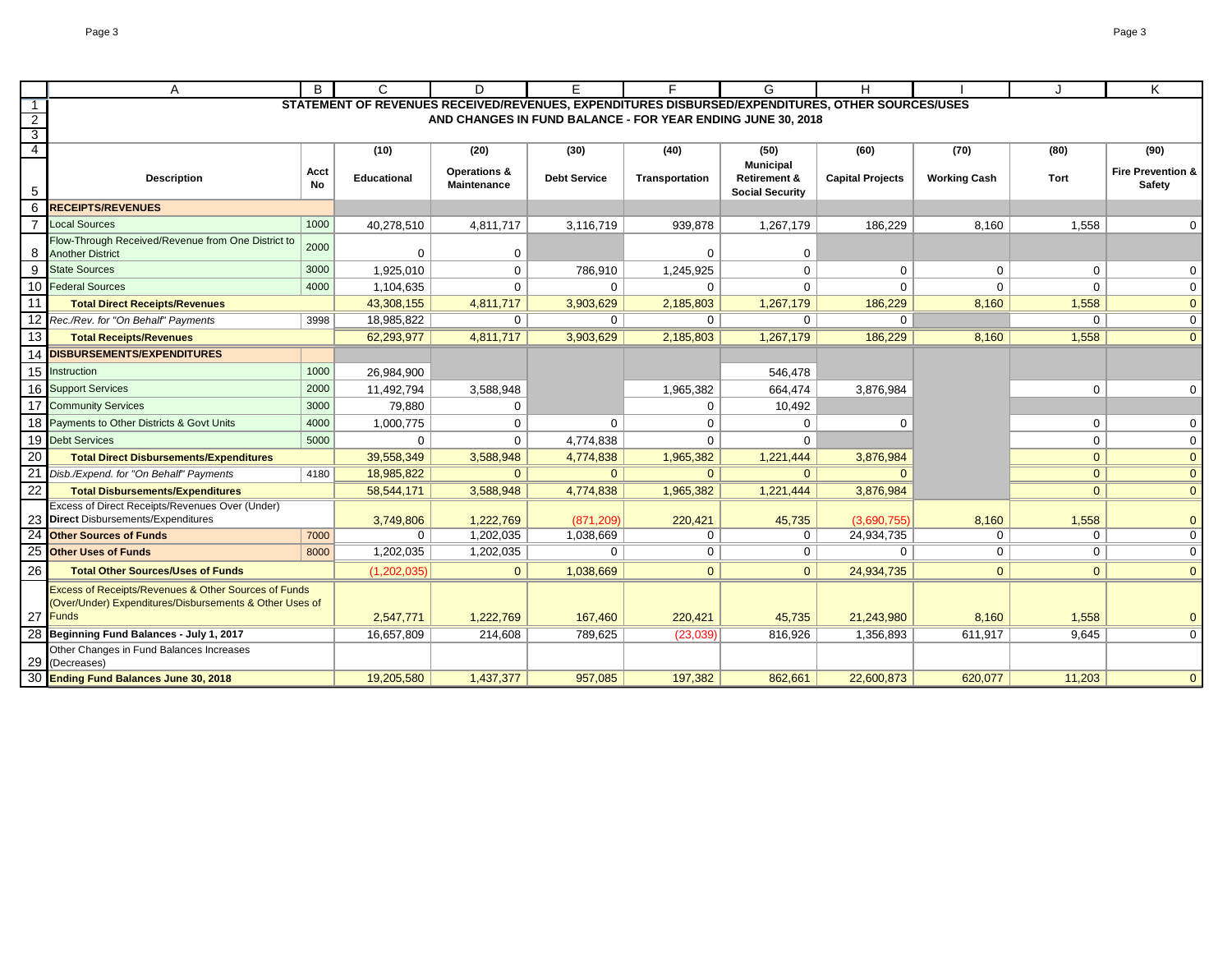## STATEMENT OF REVENUES RECEIVED/REVENUES, EXPENDITURES DISBURSED/EXPENDITURES, OTHER SOURCES/USES AND CHANGES IN FUND BALANCE - FOR YEAR ENDING JUNE 30, 2018

| Description | Acct No | (10) Educational | (20) Operations & Maintenance | (30) Debt Service | (40) Transportation | (50) Municipal Retirement & Social Security | (60) Capital Projects | (70) Working Cash | (80) Tort | (90) Fire Prevention & Safety |
|---|---|---|---|---|---|---|---|---|---|---|
| **RECEIPTS/REVENUES** | | | | | | | | | | |
| Local Sources | 1000 | 40,278,510 | 4,811,717 | 3,116,719 | 939,878 | 1,267,179 | 186,229 | 8,160 | 1,558 | 0 |
| Flow-Through Received/Revenue from One District to Another District | 2000 | 0 | 0 | | 0 | 0 | | | | |
| State Sources | 3000 | 1,925,010 | 0 | 786,910 | 1,245,925 | 0 | 0 | 0 | 0 | 0 |
| Federal Sources | 4000 | 1,104,635 | 0 | 0 | 0 | 0 | 0 | 0 | 0 | 0 |
| **Total Direct Receipts/Revenues** | | 43,308,155 | 4,811,717 | 3,903,629 | 2,185,803 | 1,267,179 | 186,229 | 8,160 | 1,558 | 0 |
| *Rec./Rev. for "On Behalf" Payments* | 3998 | 18,985,822 | 0 | 0 | 0 | 0 | 0 | | 0 | 0 |
| **Total Receipts/Revenues** | | 62,293,977 | 4,811,717 | 3,903,629 | 2,185,803 | 1,267,179 | 186,229 | 8,160 | 1,558 | 0 |
| **DISBURSEMENTS/EXPENDITURES** | | | | | | | | | | |
| Instruction | 1000 | 26,984,900 | | | | 546,478 | | | | |
| Support Services | 2000 | 11,492,794 | 3,588,948 | | 1,965,382 | 664,474 | 3,876,984 | | 0 | 0 |
| Community Services | 3000 | 79,880 | 0 | | 0 | 10,492 | | | | |
| Payments to Other Districts & Govt Units | 4000 | 1,000,775 | 0 | 0 | 0 | 0 | 0 | | 0 | 0 |
| Debt Services | 5000 | 0 | 0 | 4,774,838 | 0 | 0 | | | 0 | 0 |
| **Total Direct Disbursements/Expenditures** | | 39,558,349 | 3,588,948 | 4,774,838 | 1,965,382 | 1,221,444 | 3,876,984 | | 0 | 0 |
| *Disb./Expend. for "On Behalf" Payments* | 4180 | 18,985,822 | 0 | 0 | 0 | 0 | 0 | | 0 | 0 |
| **Total Disbursements/Expenditures** | | 58,544,171 | 3,588,948 | 4,774,838 | 1,965,382 | 1,221,444 | 3,876,984 | | 0 | 0 |
| Excess of Direct Receipts/Revenues Over (Under) **Direct** Disbursements/Expenditures | | 3,749,806 | 1,222,769 | (871,209) | 220,421 | 45,735 | (3,690,755) | 8,160 | 1,558 | 0 |
| **Other Sources of Funds** | 7000 | 0 | 1,202,035 | 1,038,669 | 0 | 0 | 24,934,735 | 0 | 0 | 0 |
| **Other Uses of Funds** | 8000 | 1,202,035 | 1,202,035 | 0 | 0 | 0 | 0 | 0 | 0 | 0 |
| **Total Other Sources/Uses of Funds** | | (1,202,035) | 0 | 1,038,669 | 0 | 0 | 24,934,735 | 0 | 0 | 0 |
| Excess of Receipts/Revenues & Other Sources of Funds (Over/Under) Expenditures/Disbursements & Other Uses of Funds | | 2,547,771 | 1,222,769 | 167,460 | 220,421 | 45,735 | 21,243,980 | 8,160 | 1,558 | 0 |
| **Beginning Fund Balances - July 1, 2017** | | 16,657,809 | 214,608 | 789,625 | (23,039) | 816,926 | 1,356,893 | 611,917 | 9,645 | 0 |
| Other Changes in Fund Balances Increases (Decreases) | | | | | | | | | | |
| **Ending Fund Balances June 30, 2018** | | 19,205,580 | 1,437,377 | 957,085 | 197,382 | 862,661 | 22,600,873 | 620,077 | 11,203 | 0 |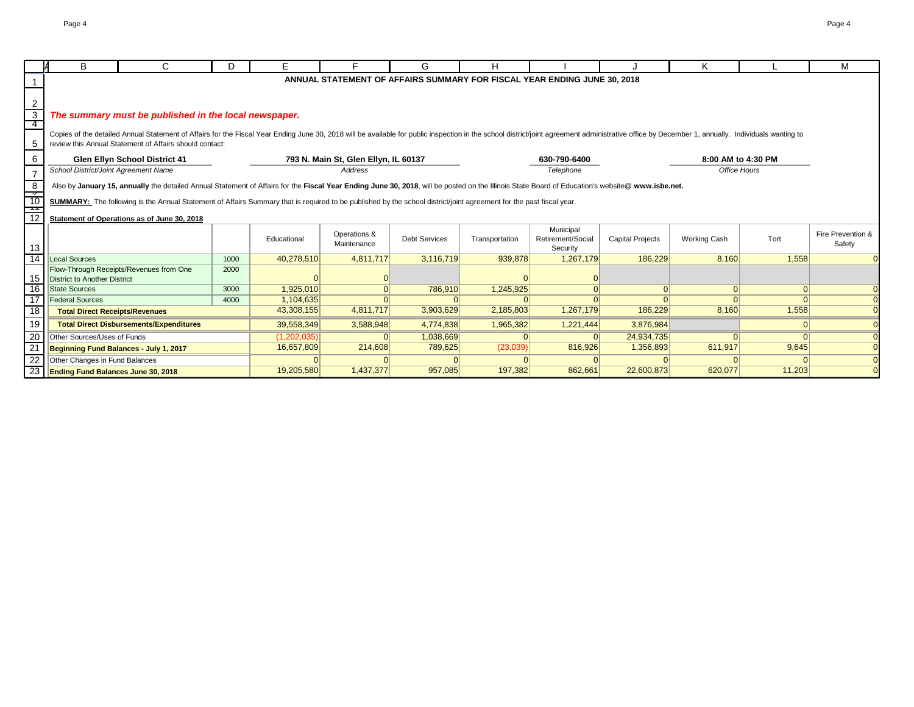# ANNUAL STATEMENT OF AFFAIRS SUMMARY FOR FISCAL YEAR ENDING JUNE 30, 2018

***The summary must be published in the local newspaper.***

Copies of the detailed Annual Statement of Affairs for the Fiscal Year Ending June 30, 2018 will be available for public inspection in the school district/joint agreement administrative office by December 1, annually. Individuals wanting to review this Annual Statement of Affairs should contact:

| **Glen Ellyn School District 41** | **793 N. Main St, Glen Ellyn, IL 60137** | **630-790-6400** | **8:00 AM to 4:30 PM** |
|---|---|---|---|
| *School District/Joint Agreement Name* | *Address* | *Telephone* | *Office Hours* |

Also by **January 15, annually** the detailed Annual Statement of Affairs for the **Fiscal Year Ending June 30, 2018**, will be posted on the Illinois State Board of Education's website@ **www.isbe.net.**

**SUMMARY:** The following is the Annual Statement of Affairs Summary that is required to be published by the school district/joint agreement for the past fiscal year.

**Statement of Operations as of June 30, 2018**

| | | Educational | Operations & Maintenance | Debt Services | Transportation | Municipal Retirement/Social Security | Capital Projects | Working Cash | Tort | Fire Prevention & Safety |
|---|---|---|---|---|---|---|---|---|---|---|
| Local Sources | 1000 | 40,278,510 | 4,811,717 | 3,116,719 | 939,878 | 1,267,179 | 186,229 | 8,160 | 1,558 | 0 |
| Flow-Through Receipts/Revenues from One District to Another District | 2000 | 0 | 0 | | 0 | 0 | | | | |
| State Sources | 3000 | 1,925,010 | 0 | 786,910 | 1,245,925 | 0 | 0 | 0 | 0 | 0 |
| Federal Sources | 4000 | 1,104,635 | 0 | 0 | 0 | 0 | 0 | 0 | 0 | 0 |
| **Total Direct Receipts/Revenues** | | 43,308,155 | 4,811,717 | 3,903,629 | 2,185,803 | 1,267,179 | 186,229 | 8,160 | 1,558 | 0 |
| **Total Direct Disbursements/Expenditures** | | 39,558,349 | 3,588,948 | 4,774,838 | 1,965,382 | 1,221,444 | 3,876,984 | | 0 | 0 |
| Other Sources/Uses of Funds | | (1,202,035) | 0 | 1,038,669 | 0 | 0 | 24,934,735 | 0 | 0 | 0 |
| **Beginning Fund Balances - July 1, 2017** | | 16,657,809 | 214,608 | 789,625 | (23,039) | 816,926 | 1,356,893 | 611,917 | 9,645 | 0 |
| Other Changes in Fund Balances | | 0 | 0 | 0 | 0 | 0 | 0 | 0 | 0 | 0 |
| **Ending Fund Balances June 30, 2018** | | 19,205,580 | 1,437,377 | 957,085 | 197,382 | 862,661 | 22,600,873 | 620,077 | 11,203 | 0 |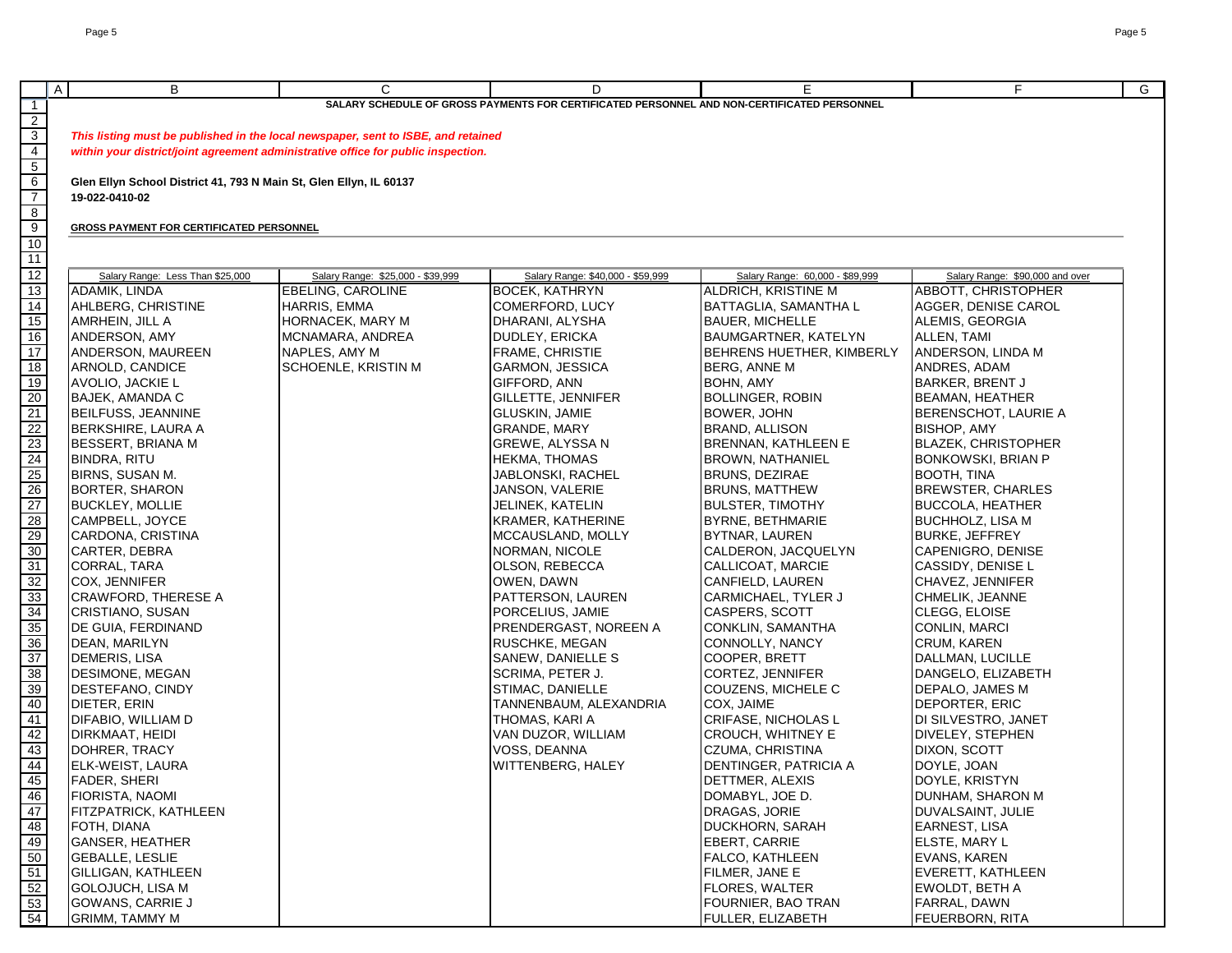**SALARY SCHEDULE OF GROSS PAYMENTS FOR CERTIFICATED PERSONNEL AND NON-CERTIFICATED PERSONNEL**

***This listing must be published in the local newspaper, sent to ISBE, and retained***
***within your district/joint agreement administrative office for public inspection.***

**Glen Ellyn School District 41, 793 N Main St, Glen Ellyn, IL 60137**
**19-022-0410-02**

**GROSS PAYMENT FOR CERTIFICATED PERSONNEL**

| Salary Range: Less Than $25,000 | Salary Range: $25,000 - $39,999 | Salary Range: $40,000 - $59,999 | Salary Range: 60,000 - $89,999 | Salary Range: $90,000 and over |
|---|---|---|---|---|
| ADAMIK, LINDA | EBELING, CAROLINE | BOCEK, KATHRYN | ALDRICH, KRISTINE M | ABBOTT, CHRISTOPHER |
| AHLBERG, CHRISTINE | HARRIS, EMMA | COMERFORD, LUCY | BATTAGLIA, SAMANTHA L | AGGER, DENISE CAROL |
| AMRHEIN, JILL A | HORNACEK, MARY M | DHARANI, ALYSHA | BAUER, MICHELLE | ALEMIS, GEORGIA |
| ANDERSON, AMY | MCNAMARA, ANDREA | DUDLEY, ERICKA | BAUMGARTNER, KATELYN | ALLEN, TAMI |
| ANDERSON, MAUREEN | NAPLES, AMY M | FRAME, CHRISTIE | BEHRENS HUETHER, KIMBERLY | ANDERSON, LINDA M |
| ARNOLD, CANDICE | SCHOENLE, KRISTIN M | GARMON, JESSICA | BERG, ANNE M | ANDRES, ADAM |
| AVOLIO, JACKIE L | | GIFFORD, ANN | BOHN, AMY | BARKER, BRENT J |
| BAJEK, AMANDA C | | GILLETTE, JENNIFER | BOLLINGER, ROBIN | BEAMAN, HEATHER |
| BEILFUSS, JEANNINE | | GLUSKIN, JAMIE | BOWER, JOHN | BERENSCHOT, LAURIE A |
| BERKSHIRE, LAURA A | | GRANDE, MARY | BRAND, ALLISON | BISHOP, AMY |
| BESSERT, BRIANA M | | GREWE, ALYSSA N | BRENNAN, KATHLEEN E | BLAZEK, CHRISTOPHER |
| BINDRA, RITU | | HEKMA, THOMAS | BROWN, NATHANIEL | BONKOWSKI, BRIAN P |
| BIRNS, SUSAN M. | | JABLONSKI, RACHEL | BRUNS, DEZIRAE | BOOTH, TINA |
| BORTER, SHARON | | JANSON, VALERIE | BRUNS, MATTHEW | BREWSTER, CHARLES |
| BUCKLEY, MOLLIE | | JELINEK, KATELIN | BULSTER, TIMOTHY | BUCCOLA, HEATHER |
| CAMPBELL, JOYCE | | KRAMER, KATHERINE | BYRNE, BETHMARIE | BUCHHOLZ, LISA M |
| CARDONA, CRISTINA | | MCCAUSLAND, MOLLY | BYTNAR, LAUREN | BURKE, JEFFREY |
| CARTER, DEBRA | | NORMAN, NICOLE | CALDERON, JACQUELYN | CAPENIGRO, DENISE |
| CORRAL, TARA | | OLSON, REBECCA | CALLICOAT, MARCIE | CASSIDY, DENISE L |
| COX, JENNIFER | | OWEN, DAWN | CANFIELD, LAUREN | CHAVEZ, JENNIFER |
| CRAWFORD, THERESE A | | PATTERSON, LAUREN | CARMICHAEL, TYLER J | CHMELIK, JEANNE |
| CRISTIANO, SUSAN | | PORCELIUS, JAMIE | CASPERS, SCOTT | CLEGG, ELOISE |
| DE GUIA, FERDINAND | | PRENDERGAST, NOREEN A | CONKLIN, SAMANTHA | CONLIN, MARCI |
| DEAN, MARILYN | | RUSCHKE, MEGAN | CONNOLLY, NANCY | CRUM, KAREN |
| DEMERIS, LISA | | SANEW, DANIELLE S | COOPER, BRETT | DALLMAN, LUCILLE |
| DESIMONE, MEGAN | | SCRIMA, PETER J. | CORTEZ, JENNIFER | DANGELO, ELIZABETH |
| DESTEFANO, CINDY | | STIMAC, DANIELLE | COUZENS, MICHELE C | DEPALO, JAMES M |
| DIETER, ERIN | | TANNENBAUM, ALEXANDRIA | COX, JAIME | DEPORTER, ERIC |
| DIFABIO, WILLIAM D | | THOMAS, KARI A | CRIFASE, NICHOLAS L | DI SILVESTRO, JANET |
| DIRKMAAT, HEIDI | | VAN DUZOR, WILLIAM | CROUCH, WHITNEY E | DIVELEY, STEPHEN |
| DOHRER, TRACY | | VOSS, DEANNA | CZUMA, CHRISTINA | DIXON, SCOTT |
| ELK-WEIST, LAURA | | WITTENBERG, HALEY | DENTINGER, PATRICIA A | DOYLE, JOAN |
| FADER, SHERI | | | DETTMER, ALEXIS | DOYLE, KRISTYN |
| FIORISTA, NAOMI | | | DOMABYL, JOE D. | DUNHAM, SHARON M |
| FITZPATRICK, KATHLEEN | | | DRAGAS, JORIE | DUVALSAINT, JULIE |
| FOTH, DIANA | | | DUCKHORN, SARAH | EARNEST, LISA |
| GANSER, HEATHER | | | EBERT, CARRIE | ELSTE, MARY L |
| GEBALLE, LESLIE | | | FALCO, KATHLEEN | EVANS, KAREN |
| GILLIGAN, KATHLEEN | | | FILMER, JANE E | EVERETT, KATHLEEN |
| GOLOJUCH, LISA M | | | FLORES, WALTER | EWOLDT, BETH A |
| GOWANS, CARRIE J | | | FOURNIER, BAO TRAN | FARRAL, DAWN |
| GRIMM, TAMMY M | | | FULLER, ELIZABETH | FEUERBORN, RITA |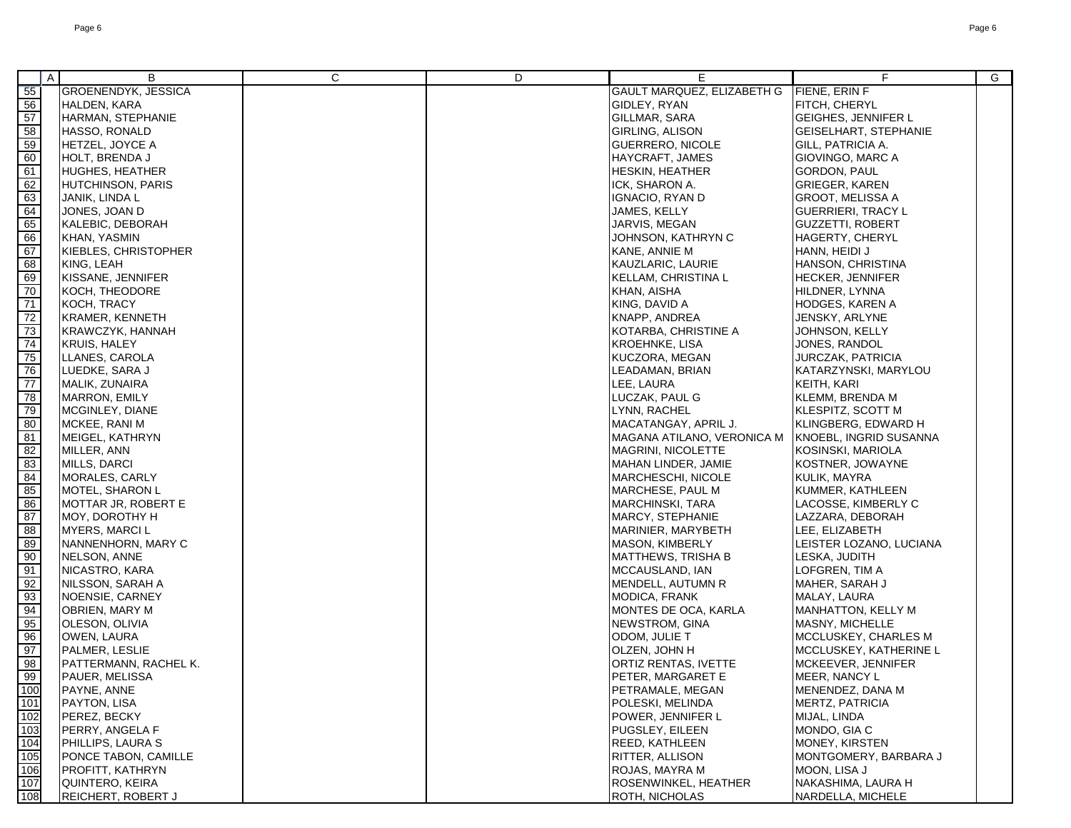| | A | B | C | D | E | F | G |
|---|---|---|---|---|---|---|---|
| 55 | | GROENENDYK, JESSICA | | | GAULT MARQUEZ, ELIZABETH G | FIENE, ERIN F | |
| 56 | | HALDEN, KARA | | | GIDLEY, RYAN | FITCH, CHERYL | |
| 57 | | HARMAN, STEPHANIE | | | GILLMAR, SARA | GEIGHES, JENNIFER L | |
| 58 | | HASSO, RONALD | | | GIRLING, ALISON | GEISELHART, STEPHANIE | |
| 59 | | HETZEL, JOYCE A | | | GUERRERO, NICOLE | GILL, PATRICIA A. | |
| 60 | | HOLT, BRENDA J | | | HAYCRAFT, JAMES | GIOVINGO, MARC A | |
| 61 | | HUGHES, HEATHER | | | HESKIN, HEATHER | GORDON, PAUL | |
| 62 | | HUTCHINSON, PARIS | | | ICK, SHARON A. | GRIEGER, KAREN | |
| 63 | | JANIK, LINDA L | | | IGNACIO, RYAN D | GROOT, MELISSA A | |
| 64 | | JONES, JOAN D | | | JAMES, KELLY | GUERRIERI, TRACY L | |
| 65 | | KALEBIC, DEBORAH | | | JARVIS, MEGAN | GUZZETTI, ROBERT | |
| 66 | | KHAN, YASMIN | | | JOHNSON, KATHRYN C | HAGERTY, CHERYL | |
| 67 | | KIEBLES, CHRISTOPHER | | | KANE, ANNIE M | HANN, HEIDI J | |
| 68 | | KING, LEAH | | | KAUZLARIC, LAURIE | HANSON, CHRISTINA | |
| 69 | | KISSANE, JENNIFER | | | KELLAM, CHRISTINA L | HECKER, JENNIFER | |
| 70 | | KOCH, THEODORE | | | KHAN, AISHA | HILDNER, LYNNA | |
| 71 | | KOCH, TRACY | | | KING, DAVID A | HODGES, KAREN A | |
| 72 | | KRAMER, KENNETH | | | KNAPP, ANDREA | JENSKY, ARLYNE | |
| 73 | | KRAWCZYK, HANNAH | | | KOTARBA, CHRISTINE A | JOHNSON, KELLY | |
| 74 | | KRUIS, HALEY | | | KROEHNKE, LISA | JONES, RANDOL | |
| 75 | | LLANES, CAROLA | | | KUCZORA, MEGAN | JURCZAK, PATRICIA | |
| 76 | | LUEDKE, SARA J | | | LEADAMAN, BRIAN | KATARZYNSKI, MARYLOU | |
| 77 | | MALIK, ZUNAIRA | | | LEE, LAURA | KEITH, KARI | |
| 78 | | MARRON, EMILY | | | LUCZAK, PAUL G | KLEMM, BRENDA M | |
| 79 | | MCGINLEY, DIANE | | | LYNN, RACHEL | KLESPITZ, SCOTT M | |
| 80 | | MCKEE, RANI M | | | MACATANGAY, APRIL J. | KLINGBERG, EDWARD H | |
| 81 | | MEIGEL, KATHRYN | | | MAGANA ATILANO, VERONICA M | KNOEBL, INGRID SUSANNA | |
| 82 | | MILLER, ANN | | | MAGRINI, NICOLETTE | KOSINSKI, MARIOLA | |
| 83 | | MILLS, DARCI | | | MAHAN LINDER, JAMIE | KOSTNER, JOWAYNE | |
| 84 | | MORALES, CARLY | | | MARCHESCHI, NICOLE | KULIK, MAYRA | |
| 85 | | MOTEL, SHARON L | | | MARCHESE, PAUL M | KUMMER, KATHLEEN | |
| 86 | | MOTTAR JR, ROBERT E | | | MARCHINSKI, TARA | LACOSSE, KIMBERLY C | |
| 87 | | MOY, DOROTHY H | | | MARCY, STEPHANIE | LAZZARA, DEBORAH | |
| 88 | | MYERS, MARCI L | | | MARINIER, MARYBETH | LEE, ELIZABETH | |
| 89 | | NANNENHORN, MARY C | | | MASON, KIMBERLY | LEISTER LOZANO, LUCIANA | |
| 90 | | NELSON, ANNE | | | MATTHEWS, TRISHA B | LESKA, JUDITH | |
| 91 | | NICASTRO, KARA | | | MCCAUSLAND, IAN | LOFGREN, TIM A | |
| 92 | | NILSSON, SARAH A | | | MENDELL, AUTUMN R | MAHER, SARAH J | |
| 93 | | NOENSIE, CARNEY | | | MODICA, FRANK | MALAY, LAURA | |
| 94 | | OBRIEN, MARY M | | | MONTES DE OCA, KARLA | MANHATTON, KELLY M | |
| 95 | | OLESON, OLIVIA | | | NEWSTROM, GINA | MASNY, MICHELLE | |
| 96 | | OWEN, LAURA | | | ODOM, JULIE T | MCCLUSKEY, CHARLES M | |
| 97 | | PALMER, LESLIE | | | OLZEN, JOHN H | MCCLUSKEY, KATHERINE L | |
| 98 | | PATTERMANN, RACHEL K. | | | ORTIZ RENTAS, IVETTE | MCKEEVER, JENNIFER | |
| 99 | | PAUER, MELISSA | | | PETER, MARGARET E | MEER, NANCY L | |
| 100 | | PAYNE, ANNE | | | PETRAMALE, MEGAN | MENENDEZ, DANA M | |
| 101 | | PAYTON, LISA | | | POLESKI, MELINDA | MERTZ, PATRICIA | |
| 102 | | PEREZ, BECKY | | | POWER, JENNIFER L | MIJAL, LINDA | |
| 103 | | PERRY, ANGELA F | | | PUGSLEY, EILEEN | MONDO, GIA C | |
| 104 | | PHILLIPS, LAURA S | | | REED, KATHLEEN | MONEY, KIRSTEN | |
| 105 | | PONCE TABON, CAMILLE | | | RITTER, ALLISON | MONTGOMERY, BARBARA J | |
| 106 | | PROFITT, KATHRYN | | | ROJAS, MAYRA M | MOON, LISA J | |
| 107 | | QUINTERO, KEIRA | | | ROSENWINKEL, HEATHER | NAKASHIMA, LAURA H | |
| 108 | | REICHERT, ROBERT J | | | ROTH, NICHOLAS | NARDELLA, MICHELE | |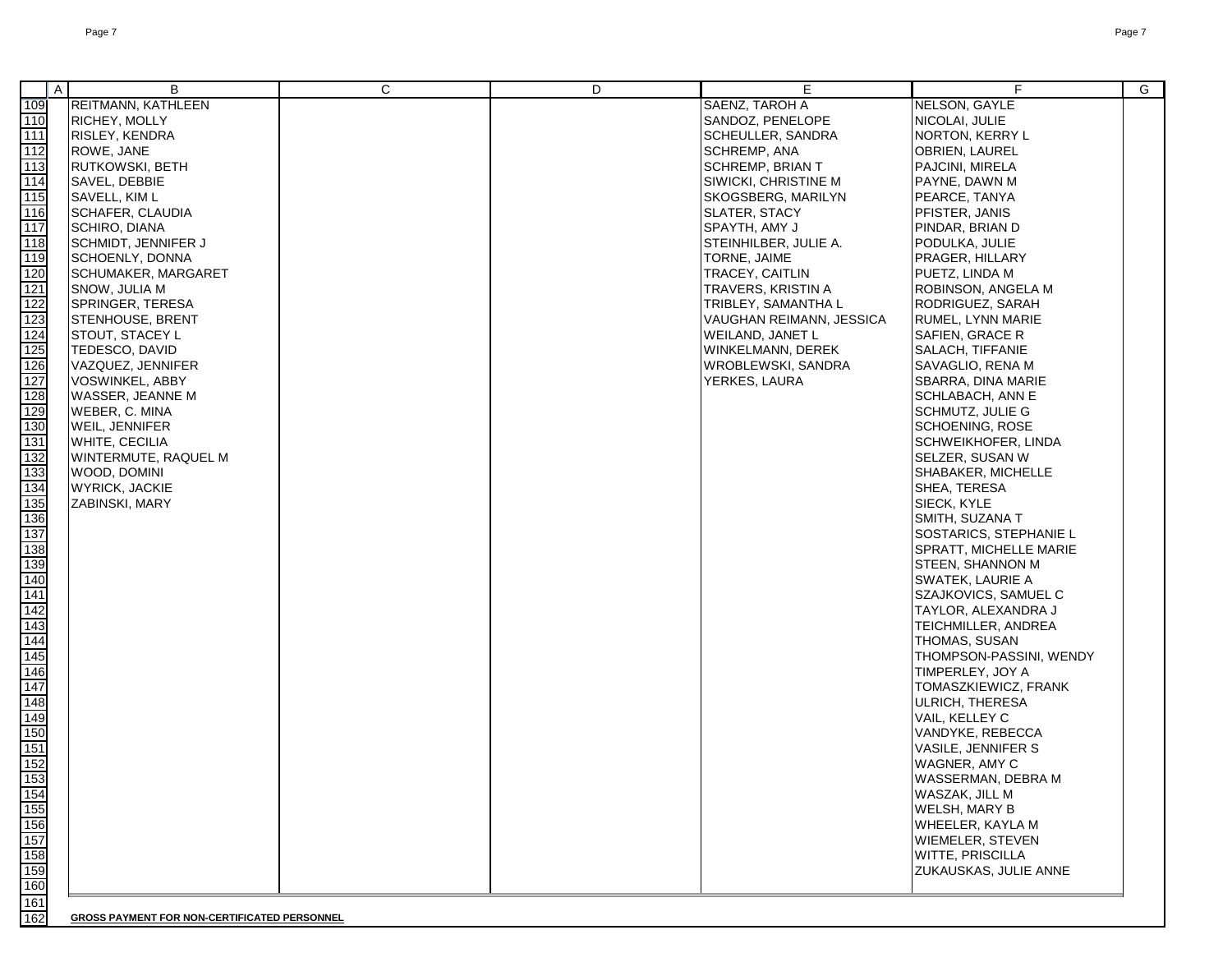| | A | B | C | D | E | F | G |
|---|---|---|---|---|---|---|---|
| 109 | | REITMANN, KATHLEEN | | | SAENZ, TAROH A | NELSON, GAYLE | |
| 110 | | RICHEY, MOLLY | | | SANDOZ, PENELOPE | NICOLAI, JULIE | |
| 111 | | RISLEY, KENDRA | | | SCHEULLER, SANDRA | NORTON, KERRY L | |
| 112 | | ROWE, JANE | | | SCHREMP, ANA | OBRIEN, LAUREL | |
| 113 | | RUTKOWSKI, BETH | | | SCHREMP, BRIAN T | PAJCINI, MIRELA | |
| 114 | | SAVEL, DEBBIE | | | SIWICKI, CHRISTINE M | PAYNE, DAWN M | |
| 115 | | SAVELL, KIM L | | | SKOGSBERG, MARILYN | PEARCE, TANYA | |
| 116 | | SCHAFER, CLAUDIA | | | SLATER, STACY | PFISTER, JANIS | |
| 117 | | SCHIRO, DIANA | | | SPAYTH, AMY J | PINDAR, BRIAN D | |
| 118 | | SCHMIDT, JENNIFER J | | | STEINHILBER, JULIE A. | PODULKA, JULIE | |
| 119 | | SCHOENLY, DONNA | | | TORNE, JAIME | PRAGER, HILLARY | |
| 120 | | SCHUMAKER, MARGARET | | | TRACEY, CAITLIN | PUETZ, LINDA M | |
| 121 | | SNOW, JULIA M | | | TRAVERS, KRISTIN A | ROBINSON, ANGELA M | |
| 122 | | SPRINGER, TERESA | | | TRIBLEY, SAMANTHA L | RODRIGUEZ, SARAH | |
| 123 | | STENHOUSE, BRENT | | | VAUGHAN REIMANN, JESSICA | RUMEL, LYNN MARIE | |
| 124 | | STOUT, STACEY L | | | WEILAND, JANET L | SAFIEN, GRACE R | |
| 125 | | TEDESCO, DAVID | | | WINKELMANN, DEREK | SALACH, TIFFANIE | |
| 126 | | VAZQUEZ, JENNIFER | | | WROBLEWSKI, SANDRA | SAVAGLIO, RENA M | |
| 127 | | VOSWINKEL, ABBY | | | YERKES, LAURA | SBARRA, DINA MARIE | |
| 128 | | WASSER, JEANNE M | | | | SCHLABACH, ANN E | |
| 129 | | WEBER, C. MINA | | | | SCHMUTZ, JULIE G | |
| 130 | | WEIL, JENNIFER | | | | SCHOENING, ROSE | |
| 131 | | WHITE, CECILIA | | | | SCHWEIKHOFER, LINDA | |
| 132 | | WINTERMUTE, RAQUEL M | | | | SELZER, SUSAN W | |
| 133 | | WOOD, DOMINI | | | | SHABAKER, MICHELLE | |
| 134 | | WYRICK, JACKIE | | | | SHEA, TERESA | |
| 135 | | ZABINSKI, MARY | | | | SIECK, KYLE | |
| 136 | | | | | | SMITH, SUZANA T | |
| 137 | | | | | | SOSTARICS, STEPHANIE L | |
| 138 | | | | | | SPRATT, MICHELLE MARIE | |
| 139 | | | | | | STEEN, SHANNON M | |
| 140 | | | | | | SWATEK, LAURIE A | |
| 141 | | | | | | SZAJKOVICS, SAMUEL C | |
| 142 | | | | | | TAYLOR, ALEXANDRA J | |
| 143 | | | | | | TEICHMILLER, ANDREA | |
| 144 | | | | | | THOMAS, SUSAN | |
| 145 | | | | | | THOMPSON-PASSINI, WENDY | |
| 146 | | | | | | TIMPERLEY, JOY A | |
| 147 | | | | | | TOMASZKIEWICZ, FRANK | |
| 148 | | | | | | ULRICH, THERESA | |
| 149 | | | | | | VAIL, KELLEY C | |
| 150 | | | | | | VANDYKE, REBECCA | |
| 151 | | | | | | VASILE, JENNIFER S | |
| 152 | | | | | | WAGNER, AMY C | |
| 153 | | | | | | WASSERMAN, DEBRA M | |
| 154 | | | | | | WASZAK, JILL M | |
| 155 | | | | | | WELSH, MARY B | |
| 156 | | | | | | WHEELER, KAYLA M | |
| 157 | | | | | | WIEMELER, STEVEN | |
| 158 | | | | | | WITTE, PRISCILLA | |
| 159 | | | | | | ZUKAUSKAS, JULIE ANNE | |
| 160 | | | | | | | |
| 161 | | | | | | | |
| 162 | | **GROSS PAYMENT FOR NON-CERTIFICATED PERSONNEL** | | | | | |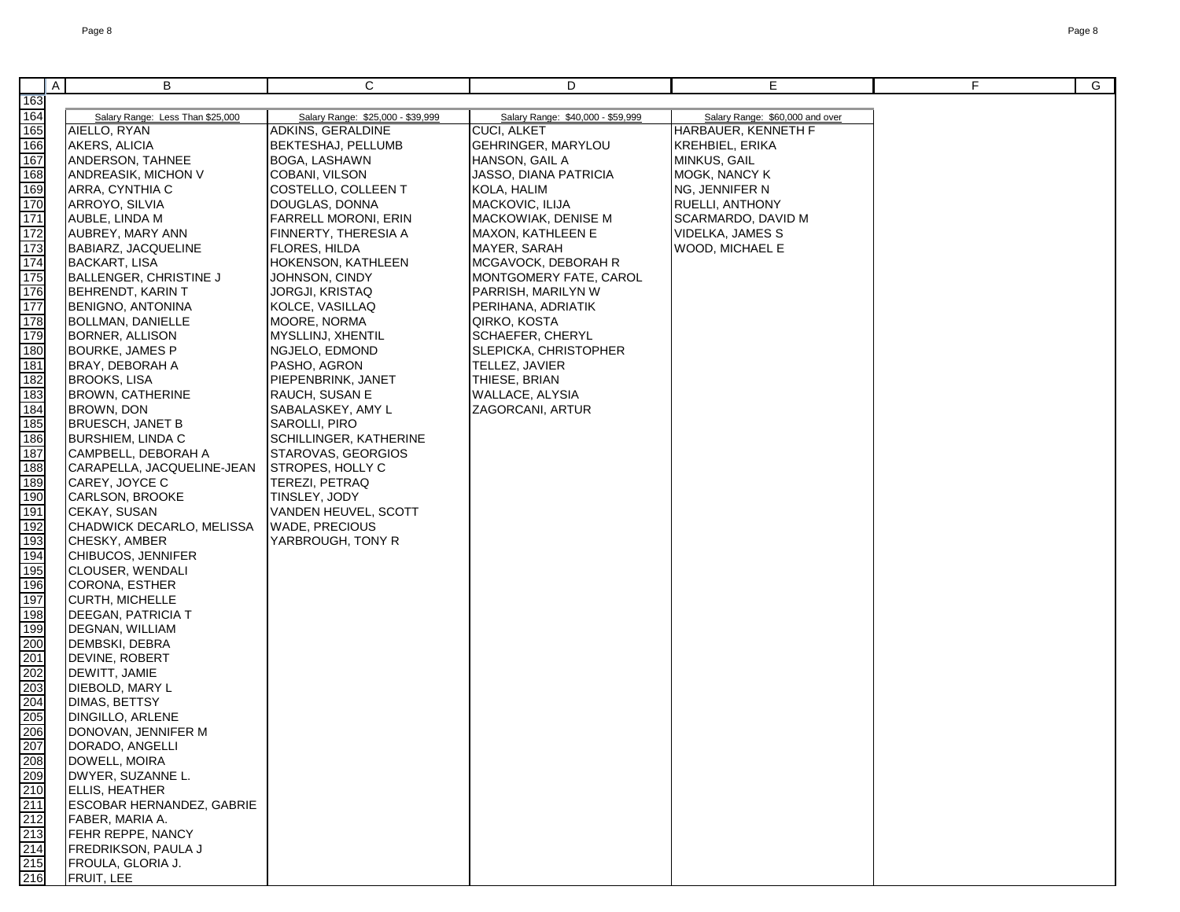| Salary Range: Less Than $25,000 | Salary Range: $25,000 - $39,999 | Salary Range: $40,000 - $59,999 | Salary Range: $60,000 and over |
|---|---|---|---|
| AIELLO, RYAN | ADKINS, GERALDINE | CUCI, ALKET | HARBAUER, KENNETH F |
| AKERS, ALICIA | BEKTESHAJ, PELLUMB | GEHRINGER, MARYLOU | KREHBIEL, ERIKA |
| ANDERSON, TAHNEE | BOGA, LASHAWN | HANSON, GAIL A | MINKUS, GAIL |
| ANDREASIK, MICHON V | COBANI, VILSON | JASSO, DIANA PATRICIA | MOGK, NANCY K |
| ARRA, CYNTHIA C | COSTELLO, COLLEEN T | KOLA, HALIM | NG, JENNIFER N |
| ARROYO, SILVIA | DOUGLAS, DONNA | MACKOVIC, ILIJA | RUELLI, ANTHONY |
| AUBLE, LINDA M | FARRELL MORONI, ERIN | MACKOWIAK, DENISE M | SCARMARDO, DAVID M |
| AUBREY, MARY ANN | FINNERTY, THERESIA A | MAXON, KATHLEEN E | VIDELKA, JAMES S |
| BABIARZ, JACQUELINE | FLORES, HILDA | MAYER, SARAH | WOOD, MICHAEL E |
| BACKART, LISA | HOKENSON, KATHLEEN | MCGAVOCK, DEBORAH R | |
| BALLENGER, CHRISTINE J | JOHNSON, CINDY | MONTGOMERY FATE, CAROL | |
| BEHRENDT, KARIN T | JORGJI, KRISTAQ | PARRISH, MARILYN W | |
| BENIGNO, ANTONINA | KOLCE, VASILLAQ | PERIHANA, ADRIATIK | |
| BOLLMAN, DANIELLE | MOORE, NORMA | QIRKO, KOSTA | |
| BORNER, ALLISON | MYSLLINJ, XHENTIL | SCHAEFER, CHERYL | |
| BOURKE, JAMES P | NGJELO, EDMOND | SLEPICKA, CHRISTOPHER | |
| BRAY, DEBORAH A | PASHO, AGRON | TELLEZ, JAVIER | |
| BROOKS, LISA | PIEPENBRINK, JANET | THIESE, BRIAN | |
| BROWN, CATHERINE | RAUCH, SUSAN E | WALLACE, ALYSIA | |
| BROWN, DON | SABALASKEY, AMY L | ZAGORCANI, ARTUR | |
| BRUESCH, JANET B | SAROLLI, PIRO | | |
| BURSHIEM, LINDA C | SCHILLINGER, KATHERINE | | |
| CAMPBELL, DEBORAH A | STAROVAS, GEORGIOS | | |
| CARAPELLA, JACQUELINE-JEAN | STROPES, HOLLY C | | |
| CAREY, JOYCE C | TEREZI, PETRAQ | | |
| CARLSON, BROOKE | TINSLEY, JODY | | |
| CEKAY, SUSAN | VANDEN HEUVEL, SCOTT | | |
| CHADWICK DECARLO, MELISSA | WADE, PRECIOUS | | |
| CHESKY, AMBER | YARBROUGH, TONY R | | |
| CHIBUCOS, JENNIFER | | | |
| CLOUSER, WENDALI | | | |
| CORONA, ESTHER | | | |
| CURTH, MICHELLE | | | |
| DEEGAN, PATRICIA T | | | |
| DEGNAN, WILLIAM | | | |
| DEMBSKI, DEBRA | | | |
| DEVINE, ROBERT | | | |
| DEWITT, JAMIE | | | |
| DIEBOLD, MARY L | | | |
| DIMAS, BETTSY | | | |
| DINGILLO, ARLENE | | | |
| DONOVAN, JENNIFER M | | | |
| DORADO, ANGELLI | | | |
| DOWELL, MOIRA | | | |
| DWYER, SUZANNE L. | | | |
| ELLIS, HEATHER | | | |
| ESCOBAR HERNANDEZ, GABRIE | | | |
| FABER, MARIA A. | | | |
| FEHR REPPE, NANCY | | | |
| FREDRIKSON, PAULA J | | | |
| FROULA, GLORIA J. | | | |
| FRUIT, LEE | | | |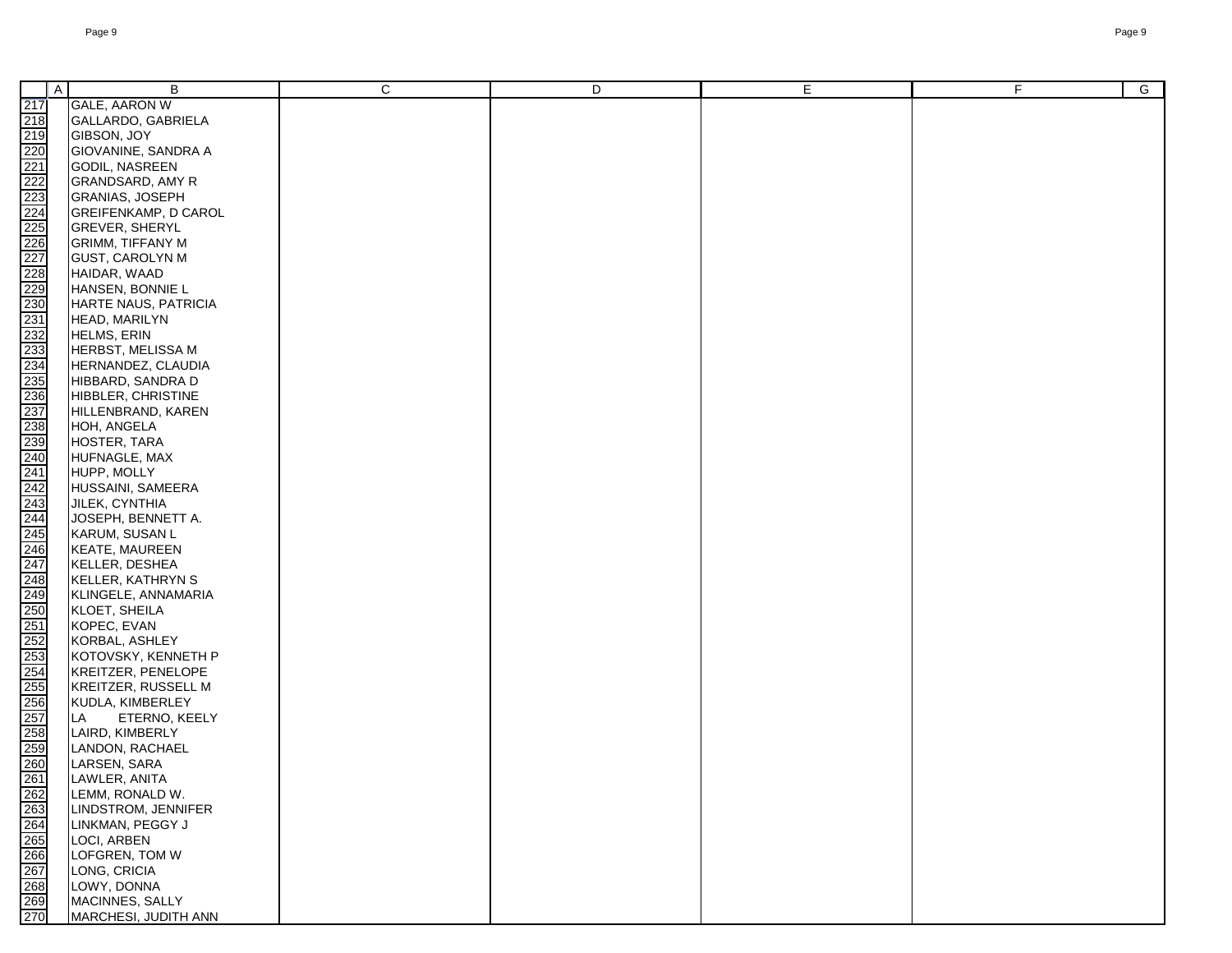| | A | B | C | D | E | F | G |
|---|---|---|---|---|---|---|---|
| 217 | | GALE, AARON W | | | | | |
| 218 | | GALLARDO, GABRIELA | | | | | |
| 219 | | GIBSON, JOY | | | | | |
| 220 | | GIOVANINE, SANDRA A | | | | | |
| 221 | | GODIL, NASREEN | | | | | |
| 222 | | GRANDSARD, AMY R | | | | | |
| 223 | | GRANIAS, JOSEPH | | | | | |
| 224 | | GREIFENKAMP, D CAROL | | | | | |
| 225 | | GREVER, SHERYL | | | | | |
| 226 | | GRIMM, TIFFANY M | | | | | |
| 227 | | GUST, CAROLYN M | | | | | |
| 228 | | HAIDAR, WAAD | | | | | |
| 229 | | HANSEN, BONNIE L | | | | | |
| 230 | | HARTE NAUS, PATRICIA | | | | | |
| 231 | | HEAD, MARILYN | | | | | |
| 232 | | HELMS, ERIN | | | | | |
| 233 | | HERBST, MELISSA M | | | | | |
| 234 | | HERNANDEZ, CLAUDIA | | | | | |
| 235 | | HIBBARD, SANDRA D | | | | | |
| 236 | | HIBBLER, CHRISTINE | | | | | |
| 237 | | HILLENBRAND, KAREN | | | | | |
| 238 | | HOH, ANGELA | | | | | |
| 239 | | HOSTER, TARA | | | | | |
| 240 | | HUFNAGLE, MAX | | | | | |
| 241 | | HUPP, MOLLY | | | | | |
| 242 | | HUSSAINI, SAMEERA | | | | | |
| 243 | | JILEK, CYNTHIA | | | | | |
| 244 | | JOSEPH, BENNETT A. | | | | | |
| 245 | | KARUM, SUSAN L | | | | | |
| 246 | | KEATE, MAUREEN | | | | | |
| 247 | | KELLER, DESHEA | | | | | |
| 248 | | KELLER, KATHRYN S | | | | | |
| 249 | | KLINGELE, ANNAMARIA | | | | | |
| 250 | | KLOET, SHEILA | | | | | |
| 251 | | KOPEC, EVAN | | | | | |
| 252 | | KORBAL, ASHLEY | | | | | |
| 253 | | KOTOVSKY, KENNETH P | | | | | |
| 254 | | KREITZER, PENELOPE | | | | | |
| 255 | | KREITZER, RUSSELL M | | | | | |
| 256 | | KUDLA, KIMBERLEY | | | | | |
| 257 | | LA ETERNO, KEELY | | | | | |
| 258 | | LAIRD, KIMBERLY | | | | | |
| 259 | | LANDON, RACHAEL | | | | | |
| 260 | | LARSEN, SARA | | | | | |
| 261 | | LAWLER, ANITA | | | | | |
| 262 | | LEMM, RONALD W. | | | | | |
| 263 | | LINDSTROM, JENNIFER | | | | | |
| 264 | | LINKMAN, PEGGY J | | | | | |
| 265 | | LOCI, ARBEN | | | | | |
| 266 | | LOFGREN, TOM W | | | | | |
| 267 | | LONG, CRICIA | | | | | |
| 268 | | LOWY, DONNA | | | | | |
| 269 | | MACINNES, SALLY | | | | | |
| 270 | | MARCHESI, JUDITH ANN | | | | | |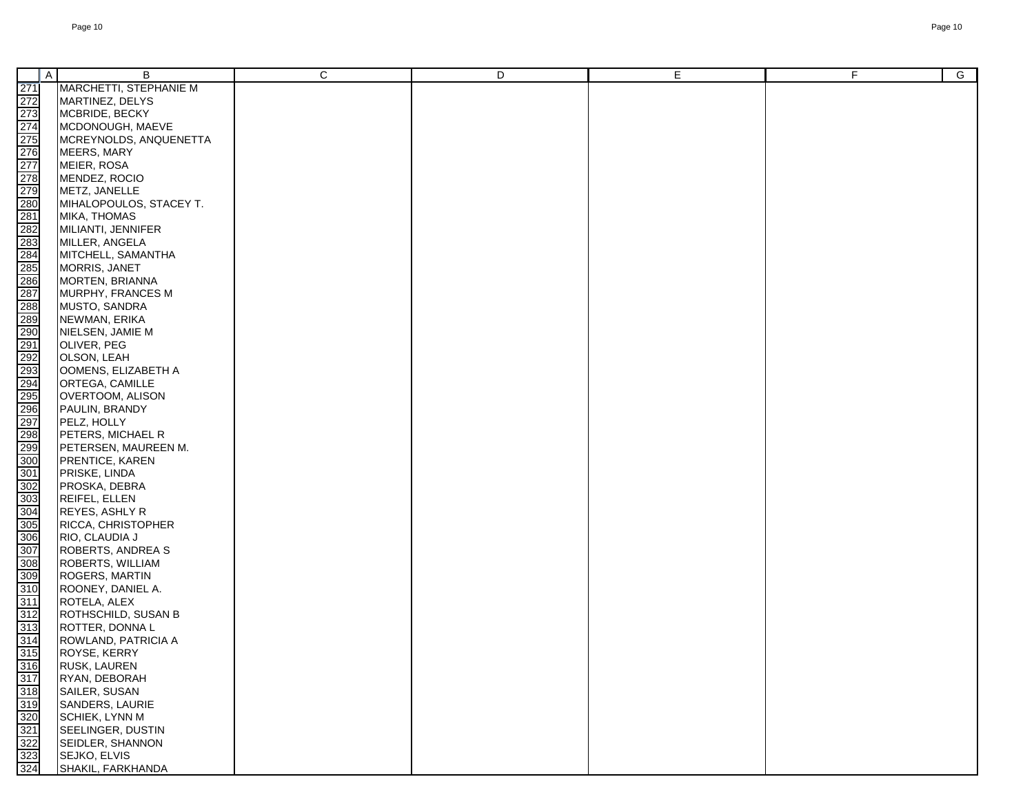| | A | B | C | D | E | F | G |
|---|---|---|---|---|---|---|---|
| 271 | | MARCHETTI, STEPHANIE M | | | | | |
| 272 | | MARTINEZ, DELYS | | | | | |
| 273 | | MCBRIDE, BECKY | | | | | |
| 274 | | MCDONOUGH, MAEVE | | | | | |
| 275 | | MCREYNOLDS, ANQUENETTA | | | | | |
| 276 | | MEERS, MARY | | | | | |
| 277 | | MEIER, ROSA | | | | | |
| 278 | | MENDEZ, ROCIO | | | | | |
| 279 | | METZ, JANELLE | | | | | |
| 280 | | MIHALOPOULOS, STACEY T. | | | | | |
| 281 | | MIKA, THOMAS | | | | | |
| 282 | | MILIANTI, JENNIFER | | | | | |
| 283 | | MILLER, ANGELA | | | | | |
| 284 | | MITCHELL, SAMANTHA | | | | | |
| 285 | | MORRIS, JANET | | | | | |
| 286 | | MORTEN, BRIANNA | | | | | |
| 287 | | MURPHY, FRANCES M | | | | | |
| 288 | | MUSTO, SANDRA | | | | | |
| 289 | | NEWMAN, ERIKA | | | | | |
| 290 | | NIELSEN, JAMIE M | | | | | |
| 291 | | OLIVER, PEG | | | | | |
| 292 | | OLSON, LEAH | | | | | |
| 293 | | OOMENS, ELIZABETH A | | | | | |
| 294 | | ORTEGA, CAMILLE | | | | | |
| 295 | | OVERTOOM, ALISON | | | | | |
| 296 | | PAULIN, BRANDY | | | | | |
| 297 | | PELZ, HOLLY | | | | | |
| 298 | | PETERS, MICHAEL R | | | | | |
| 299 | | PETERSEN, MAUREEN M. | | | | | |
| 300 | | PRENTICE, KAREN | | | | | |
| 301 | | PRISKE, LINDA | | | | | |
| 302 | | PROSKA, DEBRA | | | | | |
| 303 | | REIFEL, ELLEN | | | | | |
| 304 | | REYES, ASHLY R | | | | | |
| 305 | | RICCA, CHRISTOPHER | | | | | |
| 306 | | RIO, CLAUDIA J | | | | | |
| 307 | | ROBERTS, ANDREA S | | | | | |
| 308 | | ROBERTS, WILLIAM | | | | | |
| 309 | | ROGERS, MARTIN | | | | | |
| 310 | | ROONEY, DANIEL A. | | | | | |
| 311 | | ROTELA, ALEX | | | | | |
| 312 | | ROTHSCHILD, SUSAN B | | | | | |
| 313 | | ROTTER, DONNA L | | | | | |
| 314 | | ROWLAND, PATRICIA A | | | | | |
| 315 | | ROYSE, KERRY | | | | | |
| 316 | | RUSK, LAUREN | | | | | |
| 317 | | RYAN, DEBORAH | | | | | |
| 318 | | SAILER, SUSAN | | | | | |
| 319 | | SANDERS, LAURIE | | | | | |
| 320 | | SCHIEK, LYNN M | | | | | |
| 321 | | SEELINGER, DUSTIN | | | | | |
| 322 | | SEIDLER, SHANNON | | | | | |
| 323 | | SEJKO, ELVIS | | | | | |
| 324 | | SHAKIL, FARKHANDA | | | | | |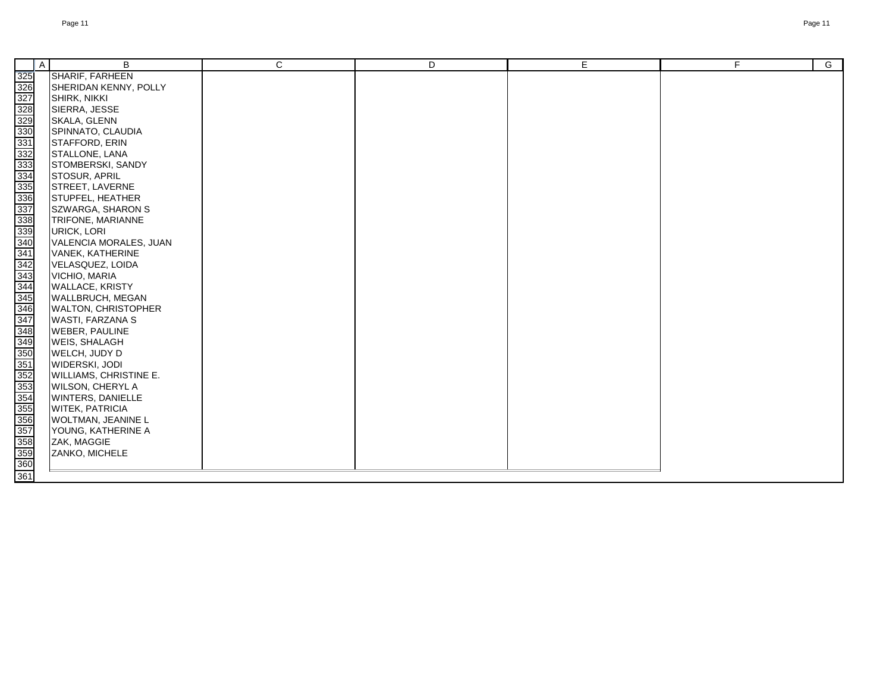| | A | B | C | D | E | F | G |
|---|---|---|---|---|---|---|---|
| 325 | | SHARIF, FARHEEN | | | | | |
| 326 | | SHERIDAN KENNY, POLLY | | | | | |
| 327 | | SHIRK, NIKKI | | | | | |
| 328 | | SIERRA, JESSE | | | | | |
| 329 | | SKALA, GLENN | | | | | |
| 330 | | SPINNATO, CLAUDIA | | | | | |
| 331 | | STAFFORD, ERIN | | | | | |
| 332 | | STALLONE, LANA | | | | | |
| 333 | | STOMBERSKI, SANDY | | | | | |
| 334 | | STOSUR, APRIL | | | | | |
| 335 | | STREET, LAVERNE | | | | | |
| 336 | | STUPFEL, HEATHER | | | | | |
| 337 | | SZWARGA, SHARON S | | | | | |
| 338 | | TRIFONE, MARIANNE | | | | | |
| 339 | | URICK, LORI | | | | | |
| 340 | | VALENCIA MORALES, JUAN | | | | | |
| 341 | | VANEK, KATHERINE | | | | | |
| 342 | | VELASQUEZ, LOIDA | | | | | |
| 343 | | VICHIO, MARIA | | | | | |
| 344 | | WALLACE, KRISTY | | | | | |
| 345 | | WALLBRUCH, MEGAN | | | | | |
| 346 | | WALTON, CHRISTOPHER | | | | | |
| 347 | | WASTI, FARZANA S | | | | | |
| 348 | | WEBER, PAULINE | | | | | |
| 349 | | WEIS, SHALAGH | | | | | |
| 350 | | WELCH, JUDY D | | | | | |
| 351 | | WIDERSKI, JODI | | | | | |
| 352 | | WILLIAMS, CHRISTINE E. | | | | | |
| 353 | | WILSON, CHERYL A | | | | | |
| 354 | | WINTERS, DANIELLE | | | | | |
| 355 | | WITEK, PATRICIA | | | | | |
| 356 | | WOLTMAN, JEANINE L | | | | | |
| 357 | | YOUNG, KATHERINE A | | | | | |
| 358 | | ZAK, MAGGIE | | | | | |
| 359 | | ZANKO, MICHELE | | | | | |
| 360 | | | | | | | |
| 361 | | | | | | | |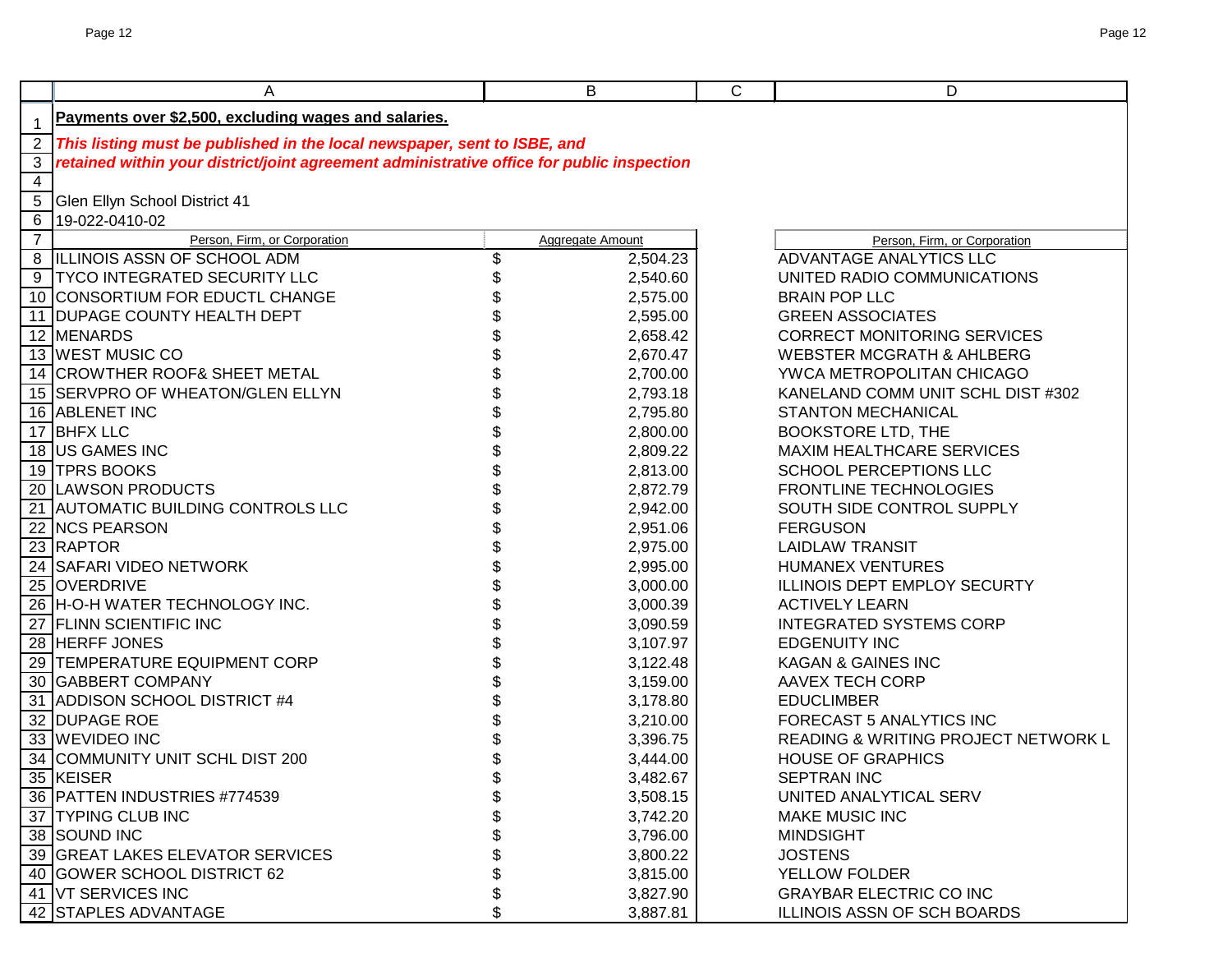**Payments over $2,500, excluding wages and salaries.**

***This listing must be published in the local newspaper, sent to ISBE, and retained within your district/joint agreement administrative office for public inspection***

Glen Ellyn School District 41
19-022-0410-02

| Person, Firm, or Corporation | Aggregate Amount | Person, Firm, or Corporation |
|---|---|---|
| ILLINOIS ASSN OF SCHOOL ADM | $ 2,504.23 | ADVANTAGE ANALYTICS LLC |
| TYCO INTEGRATED SECURITY LLC | $ 2,540.60 | UNITED RADIO COMMUNICATIONS |
| CONSORTIUM FOR EDUCTL CHANGE | $ 2,575.00 | BRAIN POP LLC |
| DUPAGE COUNTY HEALTH DEPT | $ 2,595.00 | GREEN ASSOCIATES |
| MENARDS | $ 2,658.42 | CORRECT MONITORING SERVICES |
| WEST MUSIC CO | $ 2,670.47 | WEBSTER MCGRATH & AHLBERG |
| CROWTHER ROOF& SHEET METAL | $ 2,700.00 | YWCA METROPOLITAN CHICAGO |
| SERVPRO OF WHEATON/GLEN ELLYN | $ 2,793.18 | KANELAND COMM UNIT SCHL DIST #302 |
| ABLENET INC | $ 2,795.80 | STANTON MECHANICAL |
| BHFX LLC | $ 2,800.00 | BOOKSTORE LTD, THE |
| US GAMES INC | $ 2,809.22 | MAXIM HEALTHCARE SERVICES |
| TPRS BOOKS | $ 2,813.00 | SCHOOL PERCEPTIONS LLC |
| LAWSON PRODUCTS | $ 2,872.79 | FRONTLINE TECHNOLOGIES |
| AUTOMATIC BUILDING CONTROLS LLC | $ 2,942.00 | SOUTH SIDE CONTROL SUPPLY |
| NCS PEARSON | $ 2,951.06 | FERGUSON |
| RAPTOR | $ 2,975.00 | LAIDLAW TRANSIT |
| SAFARI VIDEO NETWORK | $ 2,995.00 | HUMANEX VENTURES |
| OVERDRIVE | $ 3,000.00 | ILLINOIS DEPT EMPLOY SECURTY |
| H-O-H WATER TECHNOLOGY INC. | $ 3,000.39 | ACTIVELY LEARN |
| FLINN SCIENTIFIC INC | $ 3,090.59 | INTEGRATED SYSTEMS CORP |
| HERFF JONES | $ 3,107.97 | EDGENUITY INC |
| TEMPERATURE EQUIPMENT CORP | $ 3,122.48 | KAGAN & GAINES INC |
| GABBERT COMPANY | $ 3,159.00 | AAVEX TECH CORP |
| ADDISON SCHOOL DISTRICT #4 | $ 3,178.80 | EDUCLIMBER |
| DUPAGE ROE | $ 3,210.00 | FORECAST 5 ANALYTICS INC |
| WEVIDEO INC | $ 3,396.75 | READING & WRITING PROJECT NETWORK L |
| COMMUNITY UNIT SCHL DIST 200 | $ 3,444.00 | HOUSE OF GRAPHICS |
| KEISER | $ 3,482.67 | SEPTRAN INC |
| PATTEN INDUSTRIES #774539 | $ 3,508.15 | UNITED ANALYTICAL SERV |
| TYPING CLUB INC | $ 3,742.20 | MAKE MUSIC INC |
| SOUND INC | $ 3,796.00 | MINDSIGHT |
| GREAT LAKES ELEVATOR SERVICES | $ 3,800.22 | JOSTENS |
| GOWER SCHOOL DISTRICT 62 | $ 3,815.00 | YELLOW FOLDER |
| VT SERVICES INC | $ 3,827.90 | GRAYBAR ELECTRIC CO INC |
| STAPLES ADVANTAGE | $ 3,887.81 | ILLINOIS ASSN OF SCH BOARDS |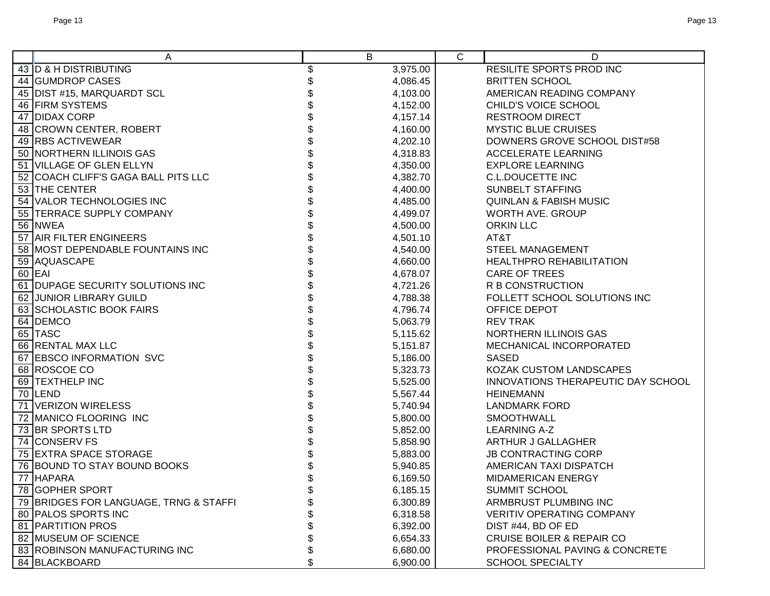| | A | B | C | D |
|---|---|---|---|---|
| 43 | D & H DISTRIBUTING | $ 3,975.00 | | RESILITE SPORTS PROD INC |
| 44 | GUMDROP CASES | $ 4,086.45 | | BRITTEN SCHOOL |
| 45 | DIST #15, MARQUARDT SCL | $ 4,103.00 | | AMERICAN READING COMPANY |
| 46 | FIRM SYSTEMS | $ 4,152.00 | | CHILD'S VOICE SCHOOL |
| 47 | DIDAX CORP | $ 4,157.14 | | RESTROOM DIRECT |
| 48 | CROWN CENTER, ROBERT | $ 4,160.00 | | MYSTIC BLUE CRUISES |
| 49 | RBS ACTIVEWEAR | $ 4,202.10 | | DOWNERS GROVE SCHOOL DIST#58 |
| 50 | NORTHERN ILLINOIS GAS | $ 4,318.83 | | ACCELERATE LEARNING |
| 51 | VILLAGE OF GLEN ELLYN | $ 4,350.00 | | EXPLORE LEARNING |
| 52 | COACH CLIFF'S GAGA BALL PITS LLC | $ 4,382.70 | | C.L.DOUCETTE INC |
| 53 | THE CENTER | $ 4,400.00 | | SUNBELT STAFFING |
| 54 | VALOR TECHNOLOGIES INC | $ 4,485.00 | | QUINLAN & FABISH MUSIC |
| 55 | TERRACE SUPPLY COMPANY | $ 4,499.07 | | WORTH AVE. GROUP |
| 56 | NWEA | $ 4,500.00 | | ORKIN LLC |
| 57 | AIR FILTER ENGINEERS | $ 4,501.10 | | AT&T |
| 58 | MOST DEPENDABLE FOUNTAINS INC | $ 4,540.00 | | STEEL MANAGEMENT |
| 59 | AQUASCAPE | $ 4,660.00 | | HEALTHPRO REHABILITATION |
| 60 | EAI | $ 4,678.07 | | CARE OF TREES |
| 61 | DUPAGE SECURITY SOLUTIONS INC | $ 4,721.26 | | R B CONSTRUCTION |
| 62 | JUNIOR LIBRARY GUILD | $ 4,788.38 | | FOLLETT SCHOOL SOLUTIONS INC |
| 63 | SCHOLASTIC BOOK FAIRS | $ 4,796.74 | | OFFICE DEPOT |
| 64 | DEMCO | $ 5,063.79 | | REV TRAK |
| 65 | TASC | $ 5,115.62 | | NORTHERN ILLINOIS GAS |
| 66 | RENTAL MAX LLC | $ 5,151.87 | | MECHANICAL INCORPORATED |
| 67 | EBSCO INFORMATION SVC | $ 5,186.00 | | SASED |
| 68 | ROSCOE CO | $ 5,323.73 | | KOZAK CUSTOM LANDSCAPES |
| 69 | TEXTHELP INC | $ 5,525.00 | | INNOVATIONS THERAPEUTIC DAY SCHOOL |
| 70 | LEND | $ 5,567.44 | | HEINEMANN |
| 71 | VERIZON WIRELESS | $ 5,740.94 | | LANDMARK FORD |
| 72 | MANICO FLOORING INC | $ 5,800.00 | | SMOOTHWALL |
| 73 | BR SPORTS LTD | $ 5,852.00 | | LEARNING A-Z |
| 74 | CONSERV FS | $ 5,858.90 | | ARTHUR J GALLAGHER |
| 75 | EXTRA SPACE STORAGE | $ 5,883.00 | | JB CONTRACTING CORP |
| 76 | BOUND TO STAY BOUND BOOKS | $ 5,940.85 | | AMERICAN TAXI DISPATCH |
| 77 | HAPARA | $ 6,169.50 | | MIDAMERICAN ENERGY |
| 78 | GOPHER SPORT | $ 6,185.15 | | SUMMIT SCHOOL |
| 79 | BRIDGES FOR LANGUAGE, TRNG & STAFFI | $ 6,300.89 | | ARMBRUST PLUMBING INC |
| 80 | PALOS SPORTS INC | $ 6,318.58 | | VERITIV OPERATING COMPANY |
| 81 | PARTITION PROS | $ 6,392.00 | | DIST #44, BD OF ED |
| 82 | MUSEUM OF SCIENCE | $ 6,654.33 | | CRUISE BOILER & REPAIR CO |
| 83 | ROBINSON MANUFACTURING INC | $ 6,680.00 | | PROFESSIONAL PAVING & CONCRETE |
| 84 | BLACKBOARD | $ 6,900.00 | | SCHOOL SPECIALTY |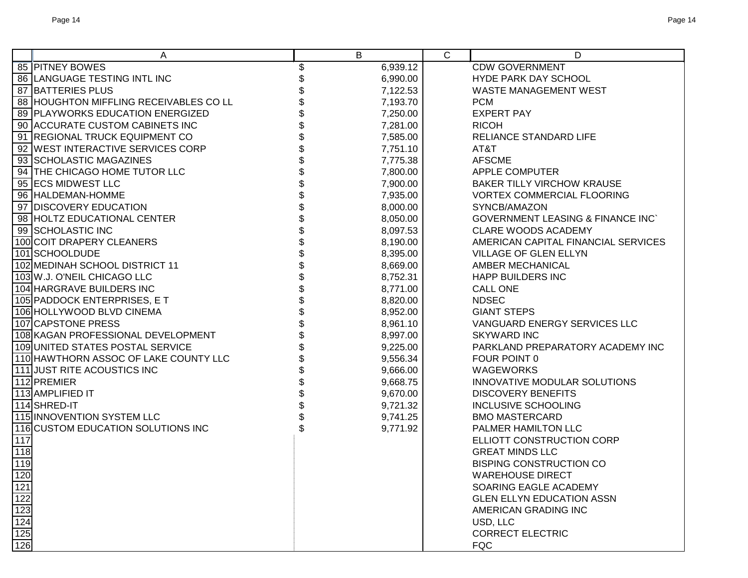| | A | B | C | D |
|---|---|---|---|---|
| 85 | PITNEY BOWES | $ 6,939.12 | | CDW GOVERNMENT |
| 86 | LANGUAGE TESTING INTL INC | $ 6,990.00 | | HYDE PARK DAY SCHOOL |
| 87 | BATTERIES PLUS | $ 7,122.53 | | WASTE MANAGEMENT WEST |
| 88 | HOUGHTON MIFFLING RECEIVABLES CO LL | $ 7,193.70 | | PCM |
| 89 | PLAYWORKS EDUCATION ENERGIZED | $ 7,250.00 | | EXPERT PAY |
| 90 | ACCURATE CUSTOM CABINETS INC | $ 7,281.00 | | RICOH |
| 91 | REGIONAL TRUCK EQUIPMENT CO | $ 7,585.00 | | RELIANCE STANDARD LIFE |
| 92 | WEST INTERACTIVE SERVICES CORP | $ 7,751.10 | | AT&T |
| 93 | SCHOLASTIC MAGAZINES | $ 7,775.38 | | AFSCME |
| 94 | THE CHICAGO HOME TUTOR LLC | $ 7,800.00 | | APPLE COMPUTER |
| 95 | ECS MIDWEST LLC | $ 7,900.00 | | BAKER TILLY VIRCHOW KRAUSE |
| 96 | HALDEMAN-HOMME | $ 7,935.00 | | VORTEX COMMERCIAL FLOORING |
| 97 | DISCOVERY EDUCATION | $ 8,000.00 | | SYNCB/AMAZON |
| 98 | HOLTZ EDUCATIONAL CENTER | $ 8,050.00 | | GOVERNMENT LEASING & FINANCE INC` |
| 99 | SCHOLASTIC INC | $ 8,097.53 | | CLARE WOODS ACADEMY |
| 100 | COIT DRAPERY CLEANERS | $ 8,190.00 | | AMERICAN CAPITAL FINANCIAL SERVICES |
| 101 | SCHOOLDUDE | $ 8,395.00 | | VILLAGE OF GLEN ELLYN |
| 102 | MEDINAH SCHOOL DISTRICT 11 | $ 8,669.00 | | AMBER MECHANICAL |
| 103 | W.J. O'NEIL CHICAGO LLC | $ 8,752.31 | | HAPP BUILDERS INC |
| 104 | HARGRAVE BUILDERS INC | $ 8,771.00 | | CALL ONE |
| 105 | PADDOCK ENTERPRISES, E T | $ 8,820.00 | | NDSEC |
| 106 | HOLLYWOOD BLVD CINEMA | $ 8,952.00 | | GIANT STEPS |
| 107 | CAPSTONE PRESS | $ 8,961.10 | | VANGUARD ENERGY SERVICES LLC |
| 108 | KAGAN PROFESSIONAL DEVELOPMENT | $ 8,997.00 | | SKYWARD INC |
| 109 | UNITED STATES POSTAL SERVICE | $ 9,225.00 | | PARKLAND PREPARATORY ACADEMY INC |
| 110 | HAWTHORN ASSOC OF LAKE COUNTY LLC | $ 9,556.34 | | FOUR POINT 0 |
| 111 | JUST RITE ACOUSTICS INC | $ 9,666.00 | | WAGEWORKS |
| 112 | PREMIER | $ 9,668.75 | | INNOVATIVE MODULAR SOLUTIONS |
| 113 | AMPLIFIED IT | $ 9,670.00 | | DISCOVERY BENEFITS |
| 114 | SHRED-IT | $ 9,721.32 | | INCLUSIVE SCHOOLING |
| 115 | INNOVENTION SYSTEM LLC | $ 9,741.25 | | BMO MASTERCARD |
| 116 | CUSTOM EDUCATION SOLUTIONS INC | $ 9,771.92 | | PALMER HAMILTON LLC |
| 117 | | | | ELLIOTT CONSTRUCTION CORP |
| 118 | | | | GREAT MINDS LLC |
| 119 | | | | BISPING CONSTRUCTION CO |
| 120 | | | | WAREHOUSE DIRECT |
| 121 | | | | SOARING EAGLE ACADEMY |
| 122 | | | | GLEN ELLYN EDUCATION ASSN |
| 123 | | | | AMERICAN GRADING INC |
| 124 | | | | USD, LLC |
| 125 | | | | CORRECT ELECTRIC |
| 126 | | | | FQC |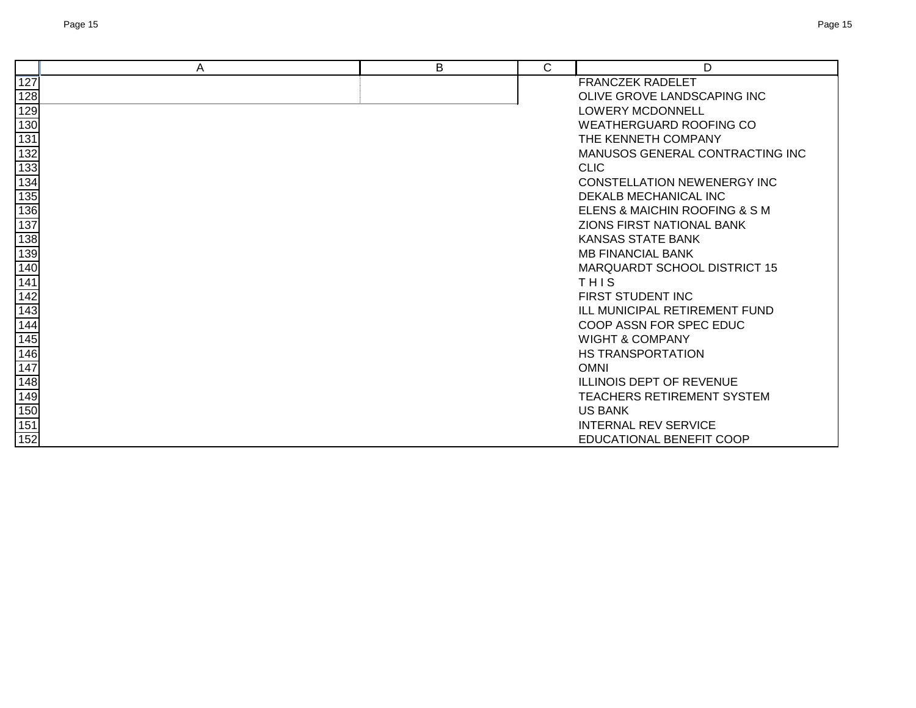| | A | B | C | D |
|---|---|---|---|---|
| 127 | | | | FRANCZEK RADELET |
| 128 | | | | OLIVE GROVE LANDSCAPING INC |
| 129 | | | | LOWERY MCDONNELL |
| 130 | | | | WEATHERGUARD ROOFING CO |
| 131 | | | | THE KENNETH COMPANY |
| 132 | | | | MANUSOS GENERAL CONTRACTING INC |
| 133 | | | | CLIC |
| 134 | | | | CONSTELLATION NEWENERGY INC |
| 135 | | | | DEKALB MECHANICAL INC |
| 136 | | | | ELENS & MAICHIN ROOFING & S M |
| 137 | | | | ZIONS FIRST NATIONAL BANK |
| 138 | | | | KANSAS STATE BANK |
| 139 | | | | MB FINANCIAL BANK |
| 140 | | | | MARQUARDT SCHOOL DISTRICT 15 |
| 141 | | | | T H I S |
| 142 | | | | FIRST STUDENT INC |
| 143 | | | | ILL MUNICIPAL RETIREMENT FUND |
| 144 | | | | COOP ASSN FOR SPEC EDUC |
| 145 | | | | WIGHT & COMPANY |
| 146 | | | | HS TRANSPORTATION |
| 147 | | | | OMNI |
| 148 | | | | ILLINOIS DEPT OF REVENUE |
| 149 | | | | TEACHERS RETIREMENT SYSTEM |
| 150 | | | | US BANK |
| 151 | | | | INTERNAL REV SERVICE |
| 152 | | | | EDUCATIONAL BENEFIT COOP |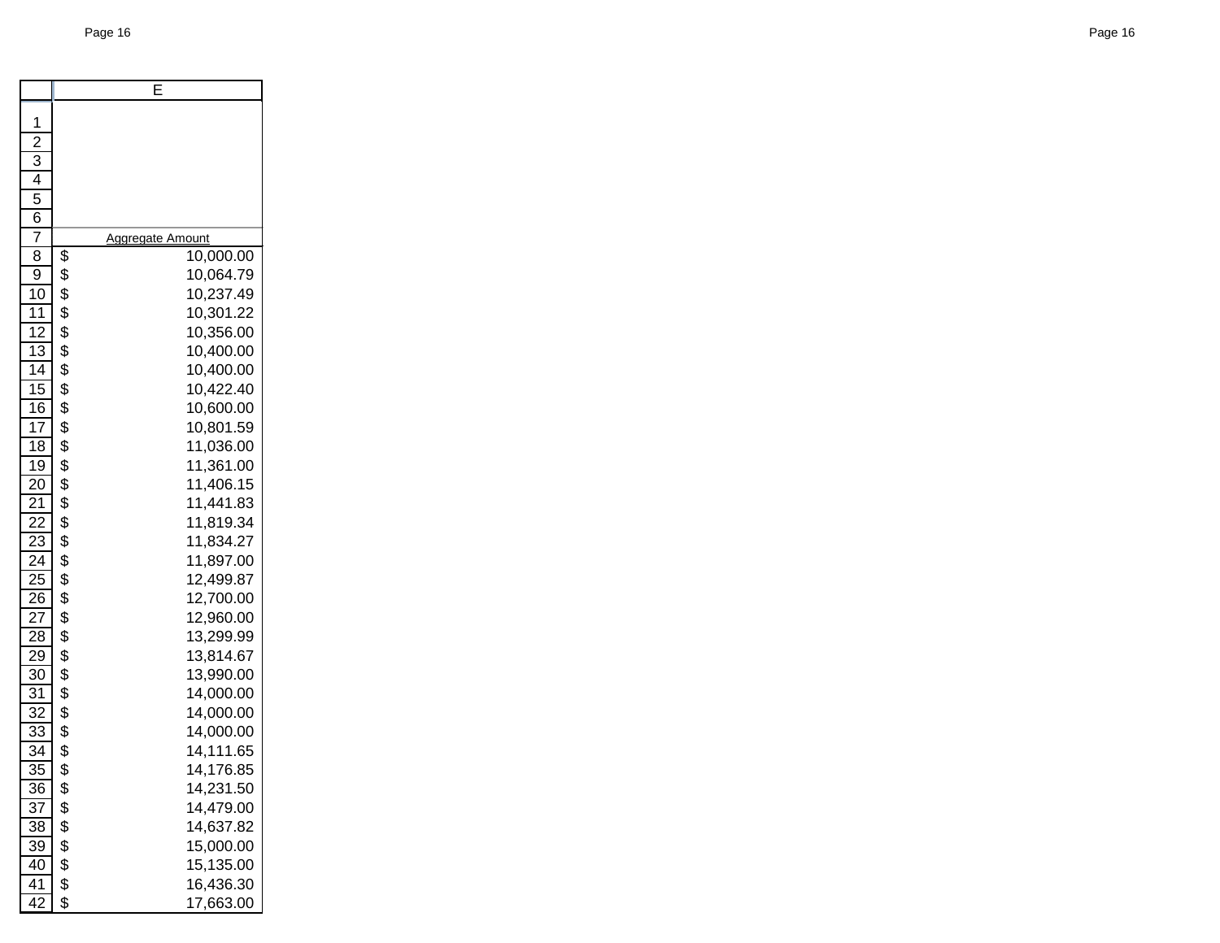| | E |
|---|---|
| 1 | |
| 2 | |
| 3 | |
| 4 | |
| 5 | |
| 6 | |
| 7 | Aggregate Amount |
| 8 | $ 10,000.00 |
| 9 | $ 10,064.79 |
| 10 | $ 10,237.49 |
| 11 | $ 10,301.22 |
| 12 | $ 10,356.00 |
| 13 | $ 10,400.00 |
| 14 | $ 10,400.00 |
| 15 | $ 10,422.40 |
| 16 | $ 10,600.00 |
| 17 | $ 10,801.59 |
| 18 | $ 11,036.00 |
| 19 | $ 11,361.00 |
| 20 | $ 11,406.15 |
| 21 | $ 11,441.83 |
| 22 | $ 11,819.34 |
| 23 | $ 11,834.27 |
| 24 | $ 11,897.00 |
| 25 | $ 12,499.87 |
| 26 | $ 12,700.00 |
| 27 | $ 12,960.00 |
| 28 | $ 13,299.99 |
| 29 | $ 13,814.67 |
| 30 | $ 13,990.00 |
| 31 | $ 14,000.00 |
| 32 | $ 14,000.00 |
| 33 | $ 14,000.00 |
| 34 | $ 14,111.65 |
| 35 | $ 14,176.85 |
| 36 | $ 14,231.50 |
| 37 | $ 14,479.00 |
| 38 | $ 14,637.82 |
| 39 | $ 15,000.00 |
| 40 | $ 15,135.00 |
| 41 | $ 16,436.30 |
| 42 | $ 17,663.00 |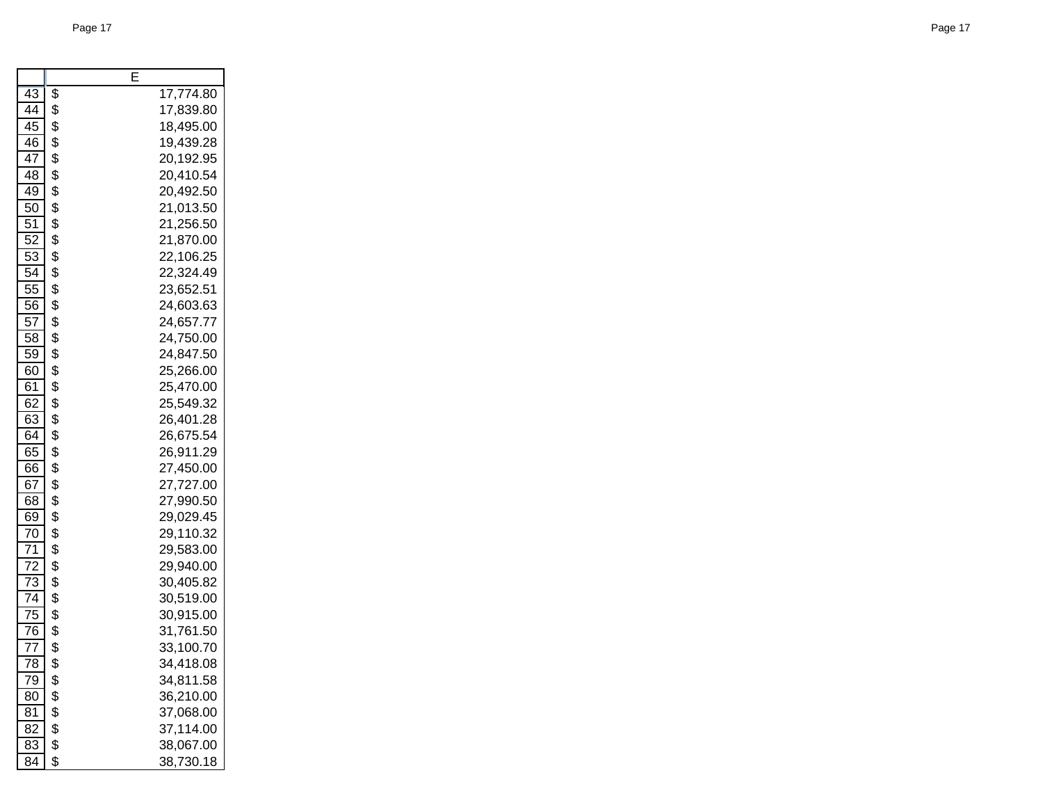| | E |
|---|---|
| 43 | $ 17,774.80 |
| 44 | $ 17,839.80 |
| 45 | $ 18,495.00 |
| 46 | $ 19,439.28 |
| 47 | $ 20,192.95 |
| 48 | $ 20,410.54 |
| 49 | $ 20,492.50 |
| 50 | $ 21,013.50 |
| 51 | $ 21,256.50 |
| 52 | $ 21,870.00 |
| 53 | $ 22,106.25 |
| 54 | $ 22,324.49 |
| 55 | $ 23,652.51 |
| 56 | $ 24,603.63 |
| 57 | $ 24,657.77 |
| 58 | $ 24,750.00 |
| 59 | $ 24,847.50 |
| 60 | $ 25,266.00 |
| 61 | $ 25,470.00 |
| 62 | $ 25,549.32 |
| 63 | $ 26,401.28 |
| 64 | $ 26,675.54 |
| 65 | $ 26,911.29 |
| 66 | $ 27,450.00 |
| 67 | $ 27,727.00 |
| 68 | $ 27,990.50 |
| 69 | $ 29,029.45 |
| 70 | $ 29,110.32 |
| 71 | $ 29,583.00 |
| 72 | $ 29,940.00 |
| 73 | $ 30,405.82 |
| 74 | $ 30,519.00 |
| 75 | $ 30,915.00 |
| 76 | $ 31,761.50 |
| 77 | $ 33,100.70 |
| 78 | $ 34,418.08 |
| 79 | $ 34,811.58 |
| 80 | $ 36,210.00 |
| 81 | $ 37,068.00 |
| 82 | $ 37,114.00 |
| 83 | $ 38,067.00 |
| 84 | $ 38,730.18 |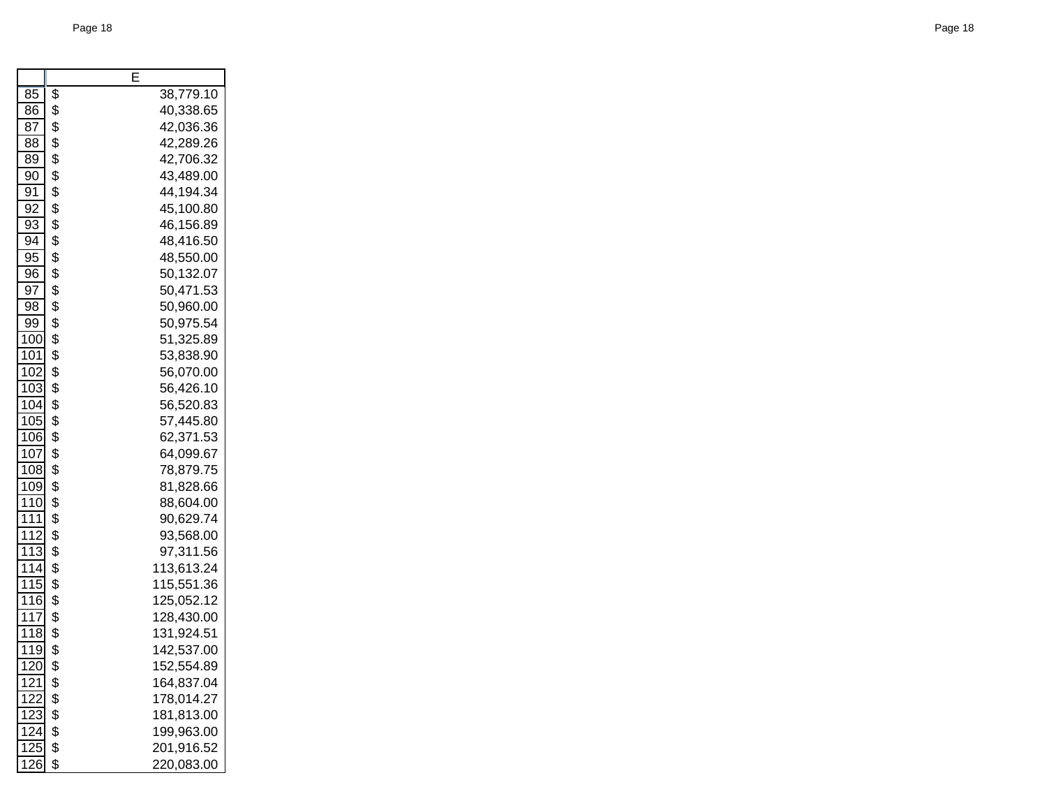| | E |
|---|---|
| 85 | $ 38,779.10 |
| 86 | $ 40,338.65 |
| 87 | $ 42,036.36 |
| 88 | $ 42,289.26 |
| 89 | $ 42,706.32 |
| 90 | $ 43,489.00 |
| 91 | $ 44,194.34 |
| 92 | $ 45,100.80 |
| 93 | $ 46,156.89 |
| 94 | $ 48,416.50 |
| 95 | $ 48,550.00 |
| 96 | $ 50,132.07 |
| 97 | $ 50,471.53 |
| 98 | $ 50,960.00 |
| 99 | $ 50,975.54 |
| 100 | $ 51,325.89 |
| 101 | $ 53,838.90 |
| 102 | $ 56,070.00 |
| 103 | $ 56,426.10 |
| 104 | $ 56,520.83 |
| 105 | $ 57,445.80 |
| 106 | $ 62,371.53 |
| 107 | $ 64,099.67 |
| 108 | $ 78,879.75 |
| 109 | $ 81,828.66 |
| 110 | $ 88,604.00 |
| 111 | $ 90,629.74 |
| 112 | $ 93,568.00 |
| 113 | $ 97,311.56 |
| 114 | $ 113,613.24 |
| 115 | $ 115,551.36 |
| 116 | $ 125,052.12 |
| 117 | $ 128,430.00 |
| 118 | $ 131,924.51 |
| 119 | $ 142,537.00 |
| 120 | $ 152,554.89 |
| 121 | $ 164,837.04 |
| 122 | $ 178,014.27 |
| 123 | $ 181,813.00 |
| 124 | $ 199,963.00 |
| 125 | $ 201,916.52 |
| 126 | $ 220,083.00 |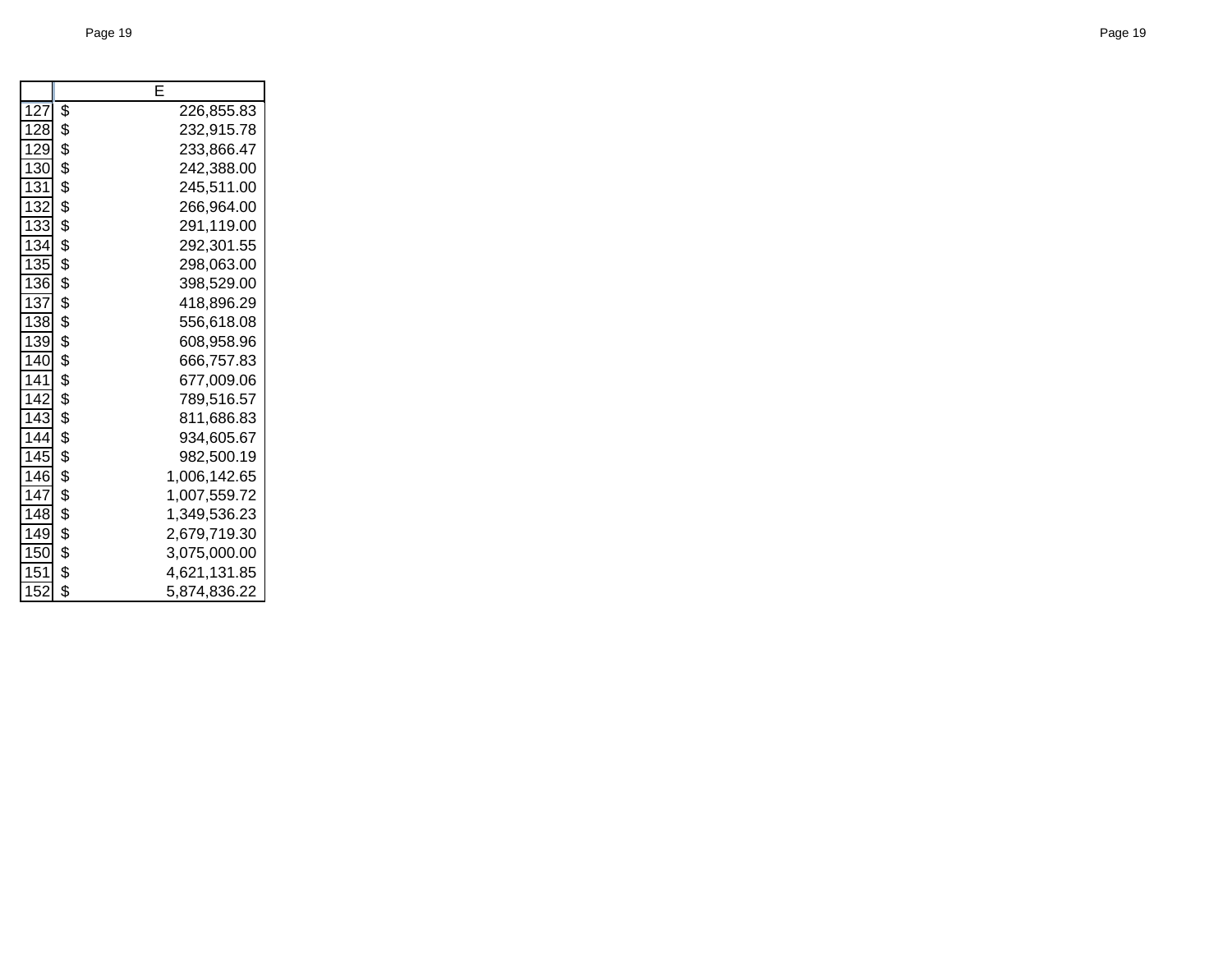| | E |
|---|---|
| 127 | $ 226,855.83 |
| 128 | $ 232,915.78 |
| 129 | $ 233,866.47 |
| 130 | $ 242,388.00 |
| 131 | $ 245,511.00 |
| 132 | $ 266,964.00 |
| 133 | $ 291,119.00 |
| 134 | $ 292,301.55 |
| 135 | $ 298,063.00 |
| 136 | $ 398,529.00 |
| 137 | $ 418,896.29 |
| 138 | $ 556,618.08 |
| 139 | $ 608,958.96 |
| 140 | $ 666,757.83 |
| 141 | $ 677,009.06 |
| 142 | $ 789,516.57 |
| 143 | $ 811,686.83 |
| 144 | $ 934,605.67 |
| 145 | $ 982,500.19 |
| 146 | $ 1,006,142.65 |
| 147 | $ 1,007,559.72 |
| 148 | $ 1,349,536.23 |
| 149 | $ 2,679,719.30 |
| 150 | $ 3,075,000.00 |
| 151 | $ 4,621,131.85 |
| 152 | $ 5,874,836.22 |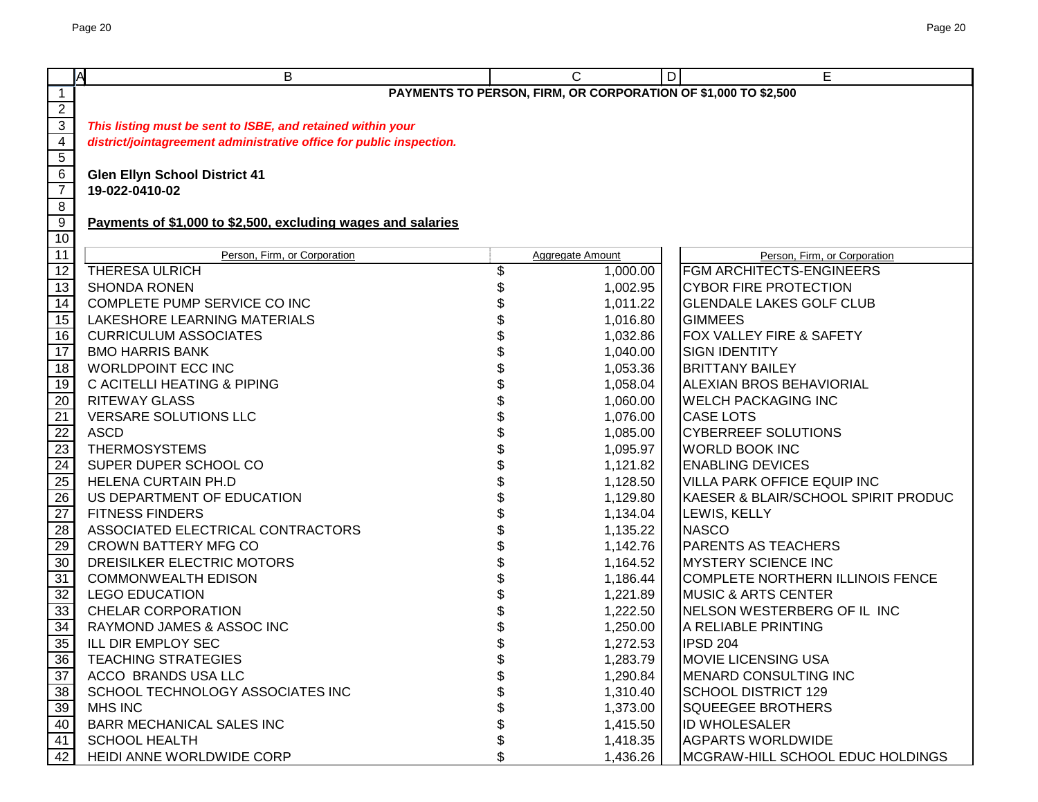**PAYMENTS TO PERSON, FIRM, OR CORPORATION OF $1,000 TO $2,500**

***This listing must be sent to ISBE, and retained within your district/jointagreement administrative office for public inspection.***

**Glen Ellyn School District 41**
**19-022-0410-02**

**Payments of $1,000 to $2,500, excluding wages and salaries**

| Person, Firm, or Corporation | Aggregate Amount | Person, Firm, or Corporation |
|---|---|---|
| THERESA ULRICH | $ 1,000.00 | FGM ARCHITECTS-ENGINEERS |
| SHONDA RONEN | $ 1,002.95 | CYBOR FIRE PROTECTION |
| COMPLETE PUMP SERVICE CO INC | $ 1,011.22 | GLENDALE LAKES GOLF CLUB |
| LAKESHORE LEARNING MATERIALS | $ 1,016.80 | GIMMEES |
| CURRICULUM ASSOCIATES | $ 1,032.86 | FOX VALLEY FIRE & SAFETY |
| BMO HARRIS BANK | $ 1,040.00 | SIGN IDENTITY |
| WORLDPOINT ECC INC | $ 1,053.36 | BRITTANY BAILEY |
| C ACITELLI HEATING & PIPING | $ 1,058.04 | ALEXIAN BROS BEHAVIORIAL |
| RITEWAY GLASS | $ 1,060.00 | WELCH PACKAGING INC |
| VERSARE SOLUTIONS LLC | $ 1,076.00 | CASE LOTS |
| ASCD | $ 1,085.00 | CYBERREEF SOLUTIONS |
| THERMOSYSTEMS | $ 1,095.97 | WORLD BOOK INC |
| SUPER DUPER SCHOOL CO | $ 1,121.82 | ENABLING DEVICES |
| HELENA CURTAIN PH.D | $ 1,128.50 | VILLA PARK OFFICE EQUIP INC |
| US DEPARTMENT OF EDUCATION | $ 1,129.80 | KAESER & BLAIR/SCHOOL SPIRIT PRODUC |
| FITNESS FINDERS | $ 1,134.04 | LEWIS, KELLY |
| ASSOCIATED ELECTRICAL CONTRACTORS | $ 1,135.22 | NASCO |
| CROWN BATTERY MFG CO | $ 1,142.76 | PARENTS AS TEACHERS |
| DREISILKER ELECTRIC MOTORS | $ 1,164.52 | MYSTERY SCIENCE INC |
| COMMONWEALTH EDISON | $ 1,186.44 | COMPLETE NORTHERN ILLINOIS FENCE |
| LEGO EDUCATION | $ 1,221.89 | MUSIC & ARTS CENTER |
| CHELAR CORPORATION | $ 1,222.50 | NELSON WESTERBERG OF IL INC |
| RAYMOND JAMES & ASSOC INC | $ 1,250.00 | A RELIABLE PRINTING |
| ILL DIR EMPLOY SEC | $ 1,272.53 | IPSD 204 |
| TEACHING STRATEGIES | $ 1,283.79 | MOVIE LICENSING USA |
| ACCO BRANDS USA LLC | $ 1,290.84 | MENARD CONSULTING INC |
| SCHOOL TECHNOLOGY ASSOCIATES INC | $ 1,310.40 | SCHOOL DISTRICT 129 |
| MHS INC | $ 1,373.00 | SQUEEGEE BROTHERS |
| BARR MECHANICAL SALES INC | $ 1,415.50 | ID WHOLESALER |
| SCHOOL HEALTH | $ 1,418.35 | AGPARTS WORLDWIDE |
| HEIDI ANNE WORLDWIDE CORP | $ 1,436.26 | MCGRAW-HILL SCHOOL EDUC HOLDINGS |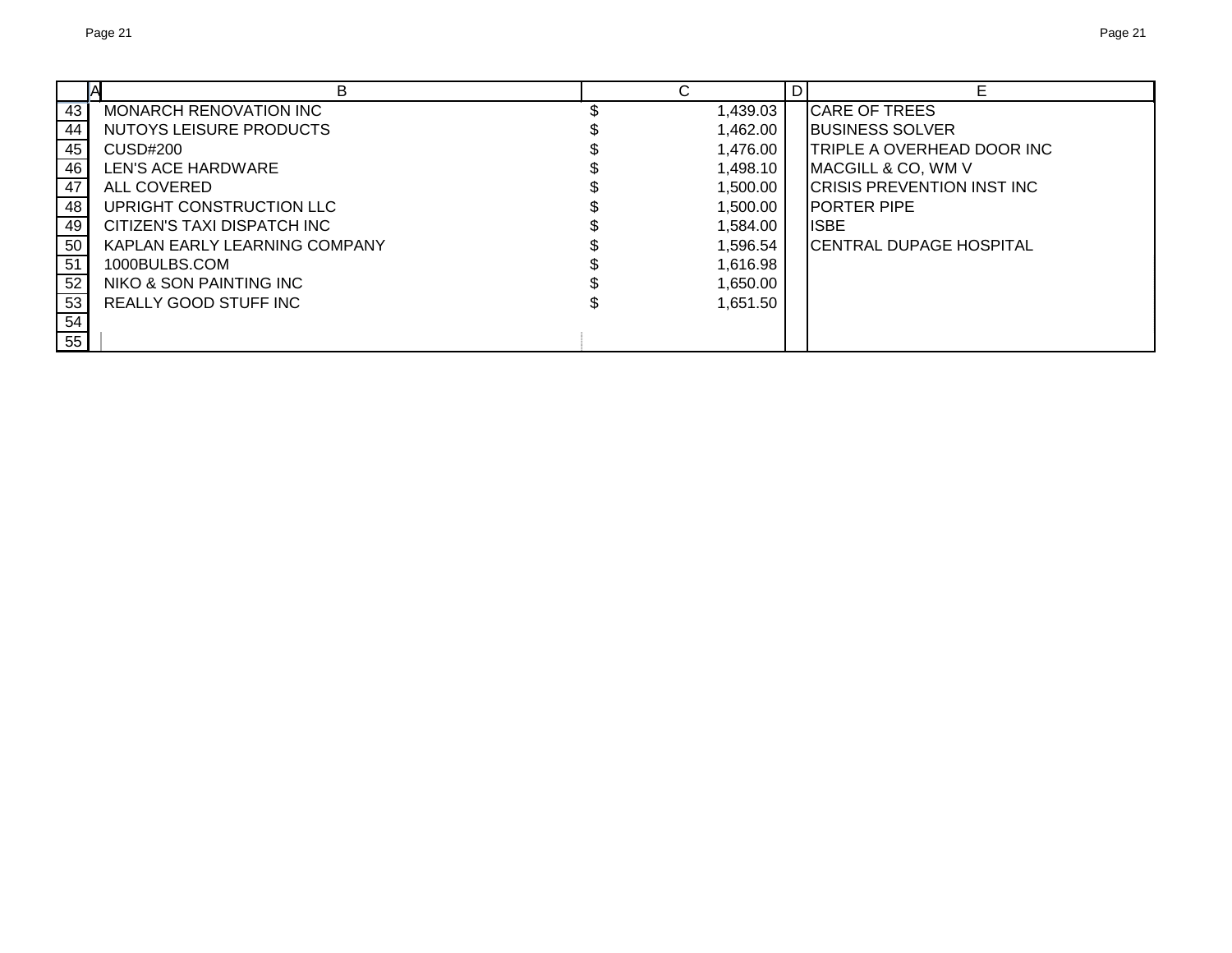| | A | B | C | D | E |
|---|---|---|---|---|---|
| 43 | | MONARCH RENOVATION INC | $ 1,439.03 | | CARE OF TREES |
| 44 | | NUTOYS LEISURE PRODUCTS | $ 1,462.00 | | BUSINESS SOLVER |
| 45 | | CUSD#200 | $ 1,476.00 | | TRIPLE A OVERHEAD DOOR INC |
| 46 | | LEN'S ACE HARDWARE | $ 1,498.10 | | MACGILL & CO, WM V |
| 47 | | ALL COVERED | $ 1,500.00 | | CRISIS PREVENTION INST INC |
| 48 | | UPRIGHT CONSTRUCTION LLC | $ 1,500.00 | | PORTER PIPE |
| 49 | | CITIZEN'S TAXI DISPATCH INC | $ 1,584.00 | | ISBE |
| 50 | | KAPLAN EARLY LEARNING COMPANY | $ 1,596.54 | | CENTRAL DUPAGE HOSPITAL |
| 51 | | 1000BULBS.COM | $ 1,616.98 | | |
| 52 | | NIKO & SON PAINTING INC | $ 1,650.00 | | |
| 53 | | REALLY GOOD STUFF INC | $ 1,651.50 | | |
| 54 | | | | | |
| 55 | | | | | |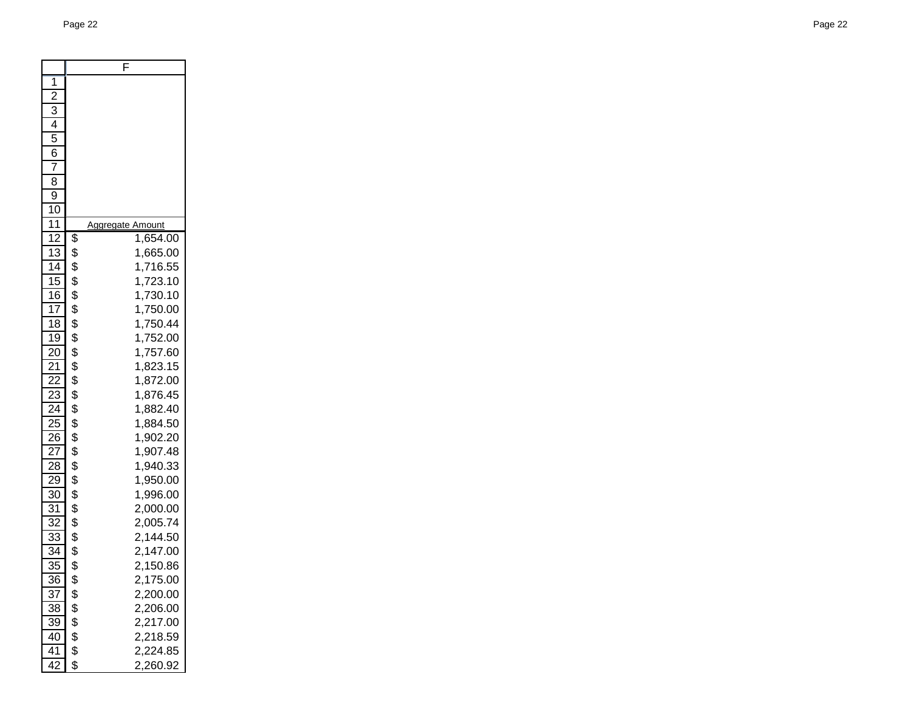| | F |
|---|---|
| 1 | |
| 2 | |
| 3 | |
| 4 | |
| 5 | |
| 6 | |
| 7 | |
| 8 | |
| 9 | |
| 10 | |
| 11 | Aggregate Amount |
| 12 | $ 1,654.00 |
| 13 | $ 1,665.00 |
| 14 | $ 1,716.55 |
| 15 | $ 1,723.10 |
| 16 | $ 1,730.10 |
| 17 | $ 1,750.00 |
| 18 | $ 1,750.44 |
| 19 | $ 1,752.00 |
| 20 | $ 1,757.60 |
| 21 | $ 1,823.15 |
| 22 | $ 1,872.00 |
| 23 | $ 1,876.45 |
| 24 | $ 1,882.40 |
| 25 | $ 1,884.50 |
| 26 | $ 1,902.20 |
| 27 | $ 1,907.48 |
| 28 | $ 1,940.33 |
| 29 | $ 1,950.00 |
| 30 | $ 1,996.00 |
| 31 | $ 2,000.00 |
| 32 | $ 2,005.74 |
| 33 | $ 2,144.50 |
| 34 | $ 2,147.00 |
| 35 | $ 2,150.86 |
| 36 | $ 2,175.00 |
| 37 | $ 2,200.00 |
| 38 | $ 2,206.00 |
| 39 | $ 2,217.00 |
| 40 | $ 2,218.59 |
| 41 | $ 2,224.85 |
| 42 | $ 2,260.92 |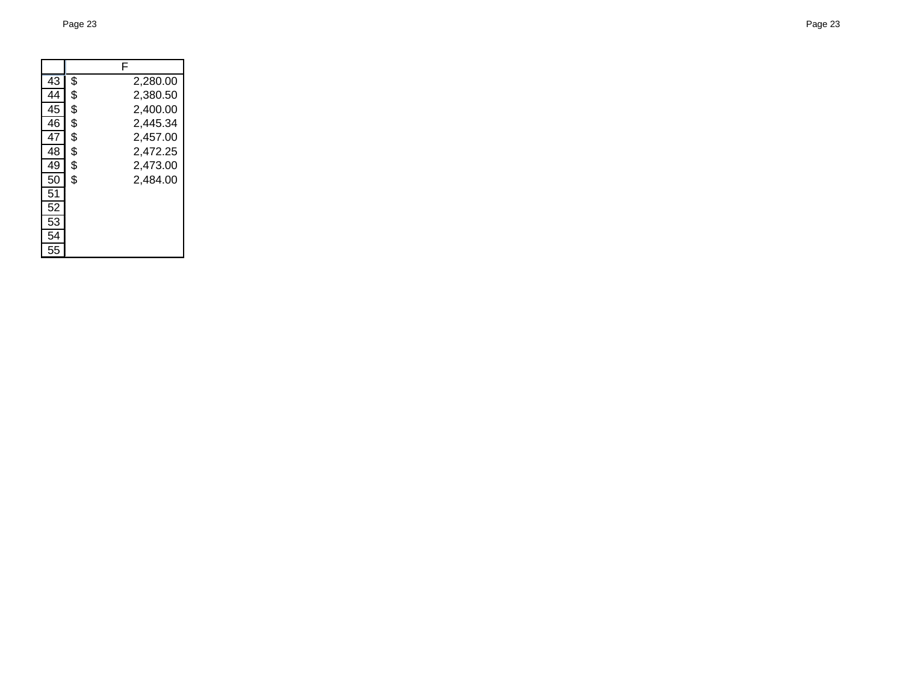| | F |
|---|---|
| 43 | $ 2,280.00 |
| 44 | $ 2,380.50 |
| 45 | $ 2,400.00 |
| 46 | $ 2,445.34 |
| 47 | $ 2,457.00 |
| 48 | $ 2,472.25 |
| 49 | $ 2,473.00 |
| 50 | $ 2,484.00 |
| 51 | |
| 52 | |
| 53 | |
| 54 | |
| 55 | |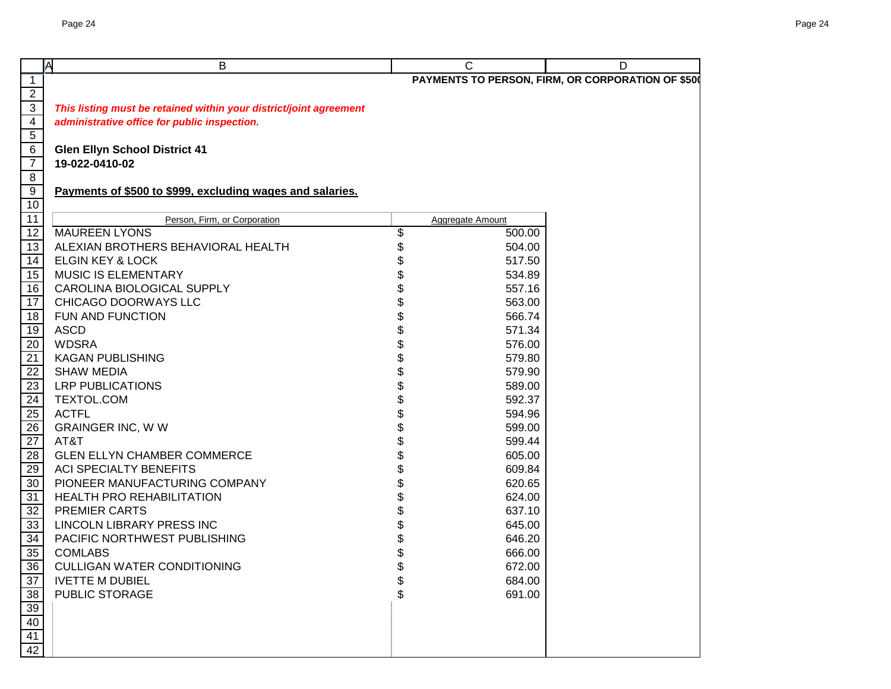**PAYMENTS TO PERSON, FIRM, OR CORPORATION OF $500**

***This listing must be retained within your district/joint agreement administrative office for public inspection.***

**Glen Ellyn School District 41**
**19-022-0410-02**

**Payments of $500 to $999, excluding wages and salaries.**

| Person, Firm, or Corporation | Aggregate Amount |
|---|---|
| MAUREEN LYONS | $ 500.00 |
| ALEXIAN BROTHERS BEHAVIORAL HEALTH | $ 504.00 |
| ELGIN KEY & LOCK | $ 517.50 |
| MUSIC IS ELEMENTARY | $ 534.89 |
| CAROLINA BIOLOGICAL SUPPLY | $ 557.16 |
| CHICAGO DOORWAYS LLC | $ 563.00 |
| FUN AND FUNCTION | $ 566.74 |
| ASCD | $ 571.34 |
| WDSRA | $ 576.00 |
| KAGAN PUBLISHING | $ 579.80 |
| SHAW MEDIA | $ 579.90 |
| LRP PUBLICATIONS | $ 589.00 |
| TEXTOL.COM | $ 592.37 |
| ACTFL | $ 594.96 |
| GRAINGER INC, W W | $ 599.00 |
| AT&T | $ 599.44 |
| GLEN ELLYN CHAMBER COMMERCE | $ 605.00 |
| ACI SPECIALTY BENEFITS | $ 609.84 |
| PIONEER MANUFACTURING COMPANY | $ 620.65 |
| HEALTH PRO REHABILITATION | $ 624.00 |
| PREMIER CARTS | $ 637.10 |
| LINCOLN LIBRARY PRESS INC | $ 645.00 |
| PACIFIC NORTHWEST PUBLISHING | $ 646.20 |
| COMLABS | $ 666.00 |
| CULLIGAN WATER CONDITIONING | $ 672.00 |
| IVETTE M DUBIEL | $ 684.00 |
| PUBLIC STORAGE | $ 691.00 |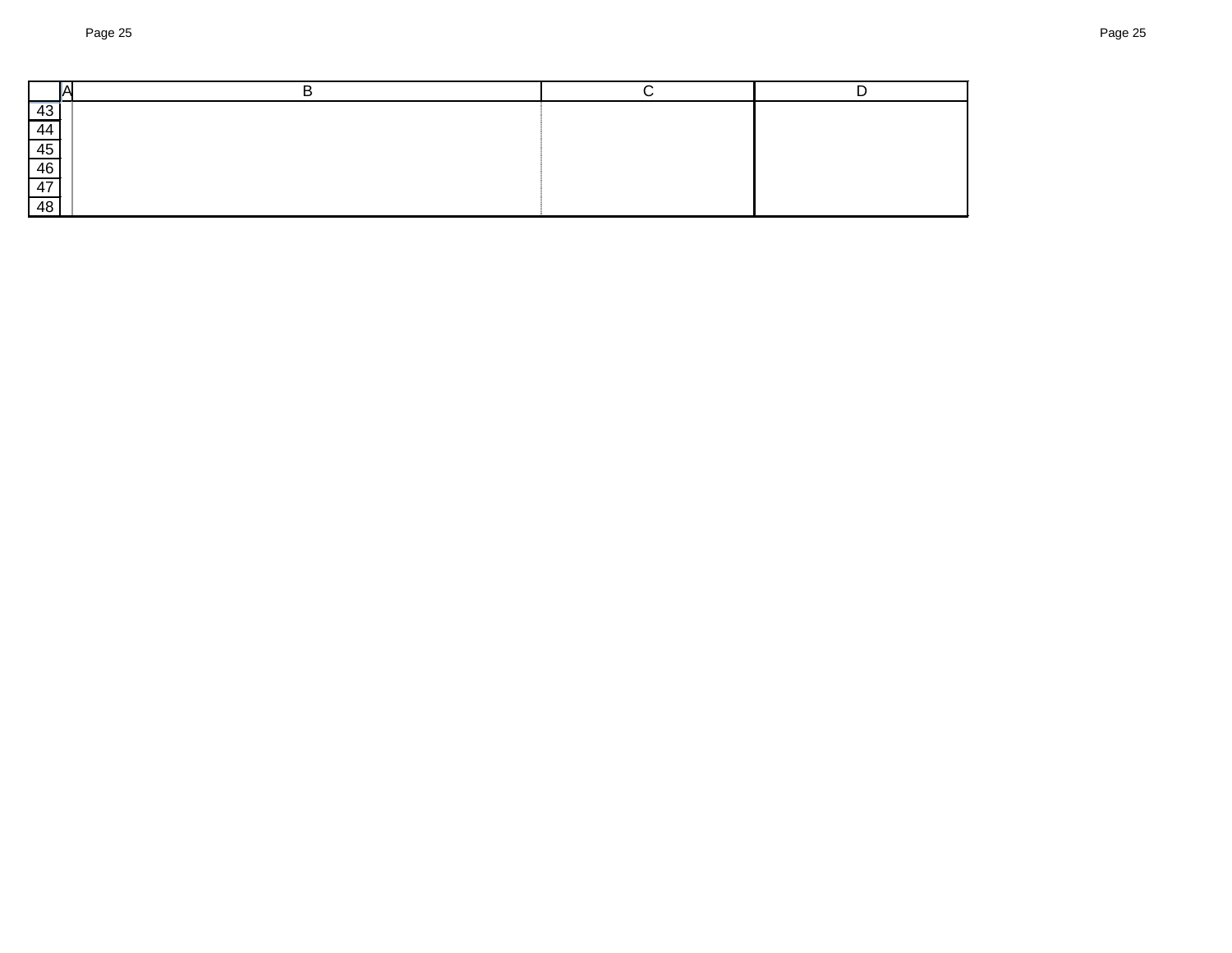| | A | B | C | D |
|---|---|---|---|---|
| 43 | | | | |
| 44 | | | | |
| 45 | | | | |
| 46 | | | | |
| 47 | | | | |
| 48 | | | | |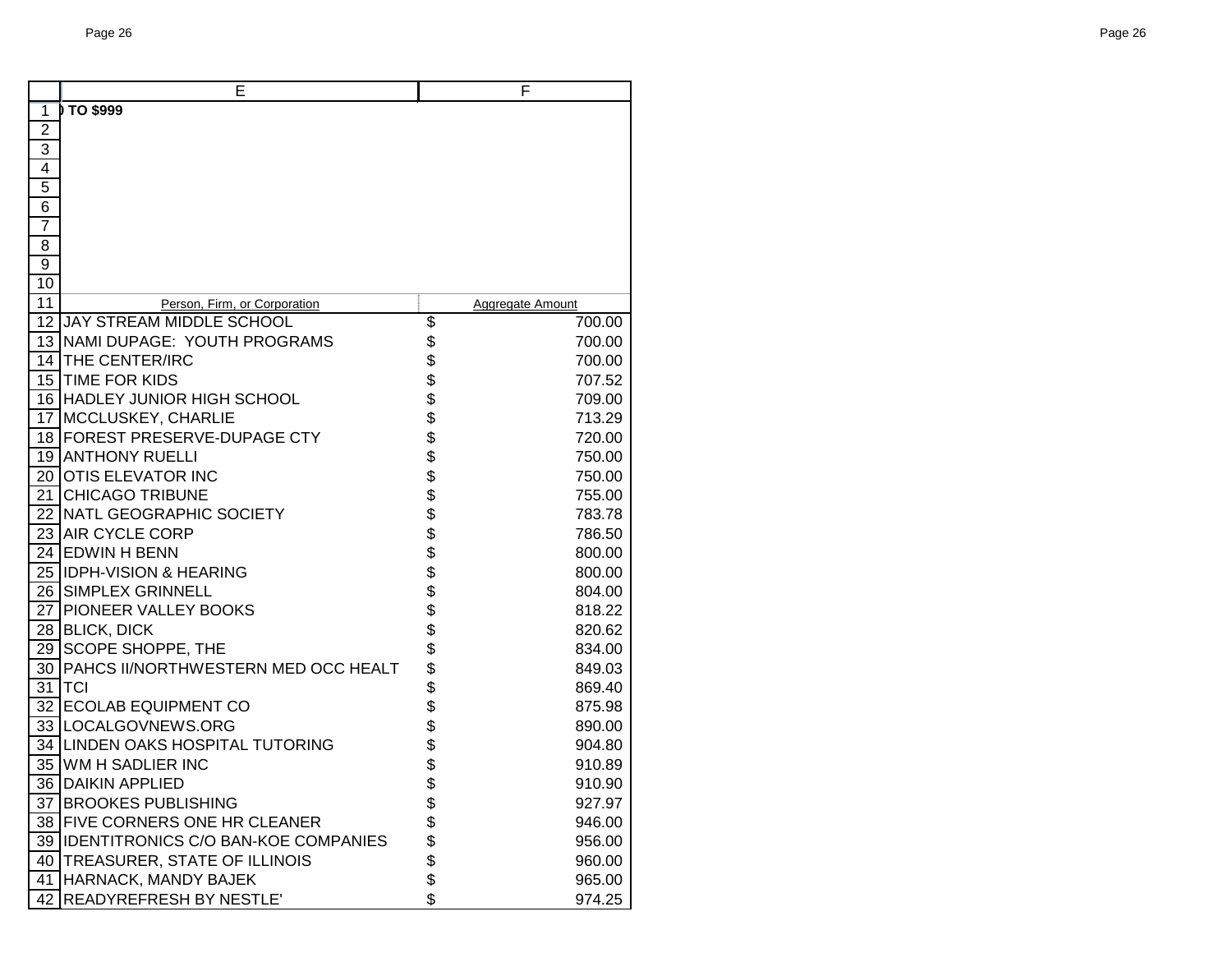**TO $999**

| Person, Firm, or Corporation | Aggregate Amount |
|---|---|
| JAY STREAM MIDDLE SCHOOL | $ 700.00 |
| NAMI DUPAGE: YOUTH PROGRAMS | $ 700.00 |
| THE CENTER/IRC | $ 700.00 |
| TIME FOR KIDS | $ 707.52 |
| HADLEY JUNIOR HIGH SCHOOL | $ 709.00 |
| MCCLUSKEY, CHARLIE | $ 713.29 |
| FOREST PRESERVE-DUPAGE CTY | $ 720.00 |
| ANTHONY RUELLI | $ 750.00 |
| OTIS ELEVATOR INC | $ 750.00 |
| CHICAGO TRIBUNE | $ 755.00 |
| NATL GEOGRAPHIC SOCIETY | $ 783.78 |
| AIR CYCLE CORP | $ 786.50 |
| EDWIN H BENN | $ 800.00 |
| IDPH-VISION & HEARING | $ 800.00 |
| SIMPLEX GRINNELL | $ 804.00 |
| PIONEER VALLEY BOOKS | $ 818.22 |
| BLICK, DICK | $ 820.62 |
| SCOPE SHOPPE, THE | $ 834.00 |
| PAHCS II/NORTHWESTERN MED OCC HEALT | $ 849.03 |
| TCI | $ 869.40 |
| ECOLAB EQUIPMENT CO | $ 875.98 |
| LOCALGOVNEWS.ORG | $ 890.00 |
| LINDEN OAKS HOSPITAL TUTORING | $ 904.80 |
| WM H SADLIER INC | $ 910.89 |
| DAIKIN APPLIED | $ 910.90 |
| BROOKES PUBLISHING | $ 927.97 |
| FIVE CORNERS ONE HR CLEANER | $ 946.00 |
| IDENTITRONICS C/O BAN-KOE COMPANIES | $ 956.00 |
| TREASURER, STATE OF ILLINOIS | $ 960.00 |
| HARNACK, MANDY BAJEK | $ 965.00 |
| READYREFRESH BY NESTLE' | $ 974.25 |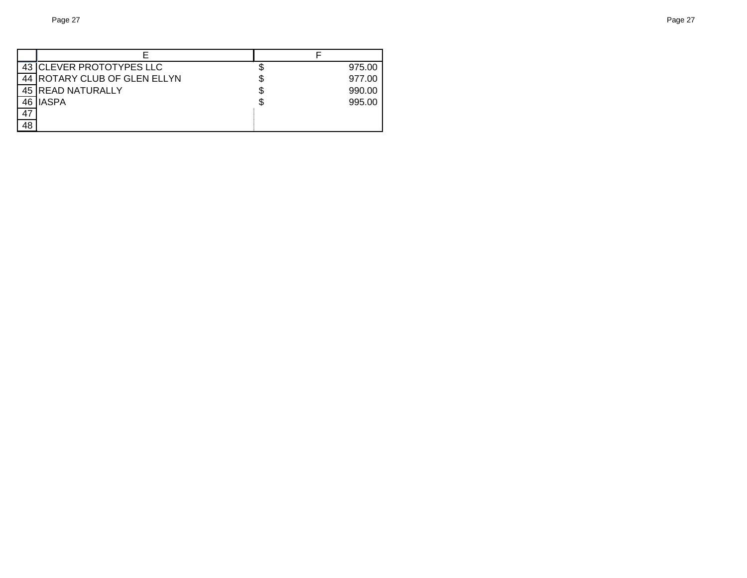| | E | F |
|---|---|---|
| 43 | CLEVER PROTOTYPES LLC | $ 975.00 |
| 44 | ROTARY CLUB OF GLEN ELLYN | $ 977.00 |
| 45 | READ NATURALLY | $ 990.00 |
| 46 | IASPA | $ 995.00 |
| 47 | | |
| 48 | | |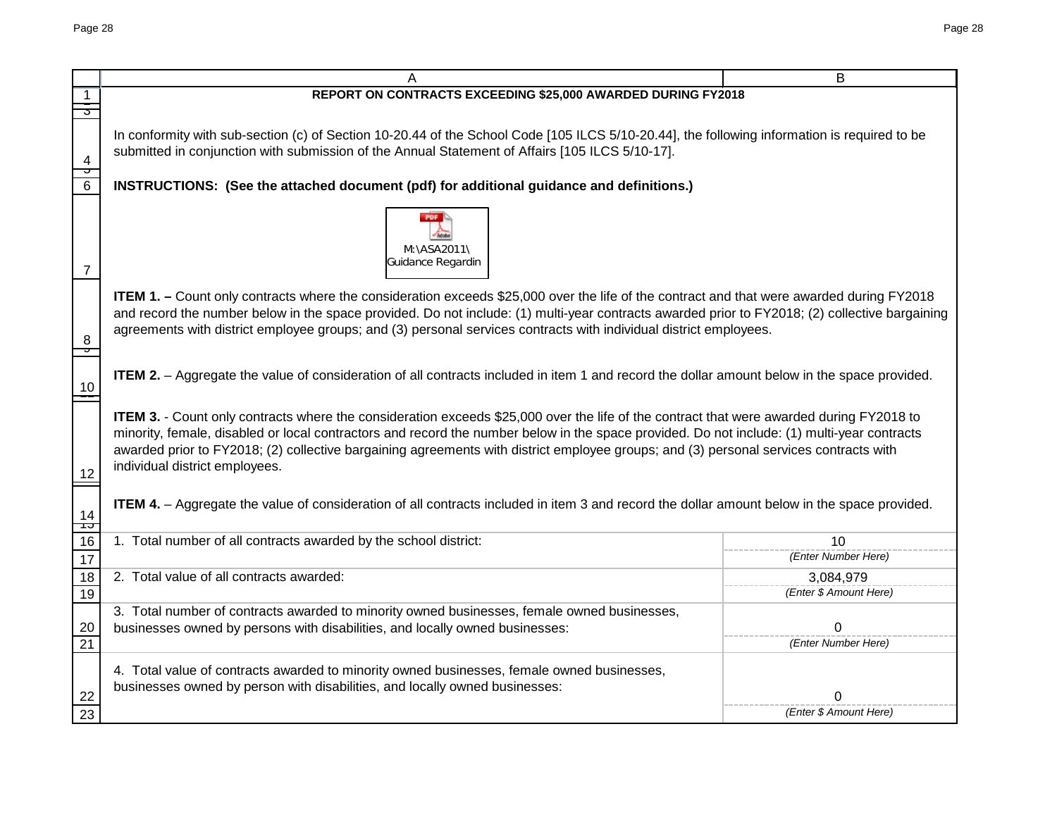## REPORT ON CONTRACTS EXCEEDING $25,000 AWARDED DURING FY2018

In conformity with sub-section (c) of Section 10-20.44 of the School Code [105 ILCS 5/10-20.44], the following information is required to be submitted in conjunction with submission of the Annual Statement of Affairs [105 ILCS 5/10-17].

**INSTRUCTIONS: (See the attached document (pdf) for additional guidance and definitions.)**

M:\ASA2011\ Guidance Regardin

**ITEM 1. –** Count only contracts where the consideration exceeds $25,000 over the life of the contract and that were awarded during FY2018 and record the number below in the space provided. Do not include: (1) multi-year contracts awarded prior to FY2018; (2) collective bargaining agreements with district employee groups; and (3) personal services contracts with individual district employees.

**ITEM 2.** – Aggregate the value of consideration of all contracts included in item 1 and record the dollar amount below in the space provided.

**ITEM 3.** - Count only contracts where the consideration exceeds $25,000 over the life of the contract that were awarded during FY2018 to minority, female, disabled or local contractors and record the number below in the space provided. Do not include: (1) multi-year contracts awarded prior to FY2018; (2) collective bargaining agreements with district employee groups; and (3) personal services contracts with individual district employees.

**ITEM 4.** – Aggregate the value of consideration of all contracts included in item 3 and record the dollar amount below in the space provided.

| | |
|---|---|
| 1. Total number of all contracts awarded by the school district: | 10 *(Enter Number Here)* |
| 2. Total value of all contracts awarded: | 3,084,979 *(Enter $ Amount Here)* |
| 3. Total number of contracts awarded to minority owned businesses, female owned businesses, businesses owned by persons with disabilities, and locally owned businesses: | 0 *(Enter Number Here)* |
| 4. Total value of contracts awarded to minority owned businesses, female owned businesses, businesses owned by person with disabilities, and locally owned businesses: | 0 *(Enter $ Amount Here)* |